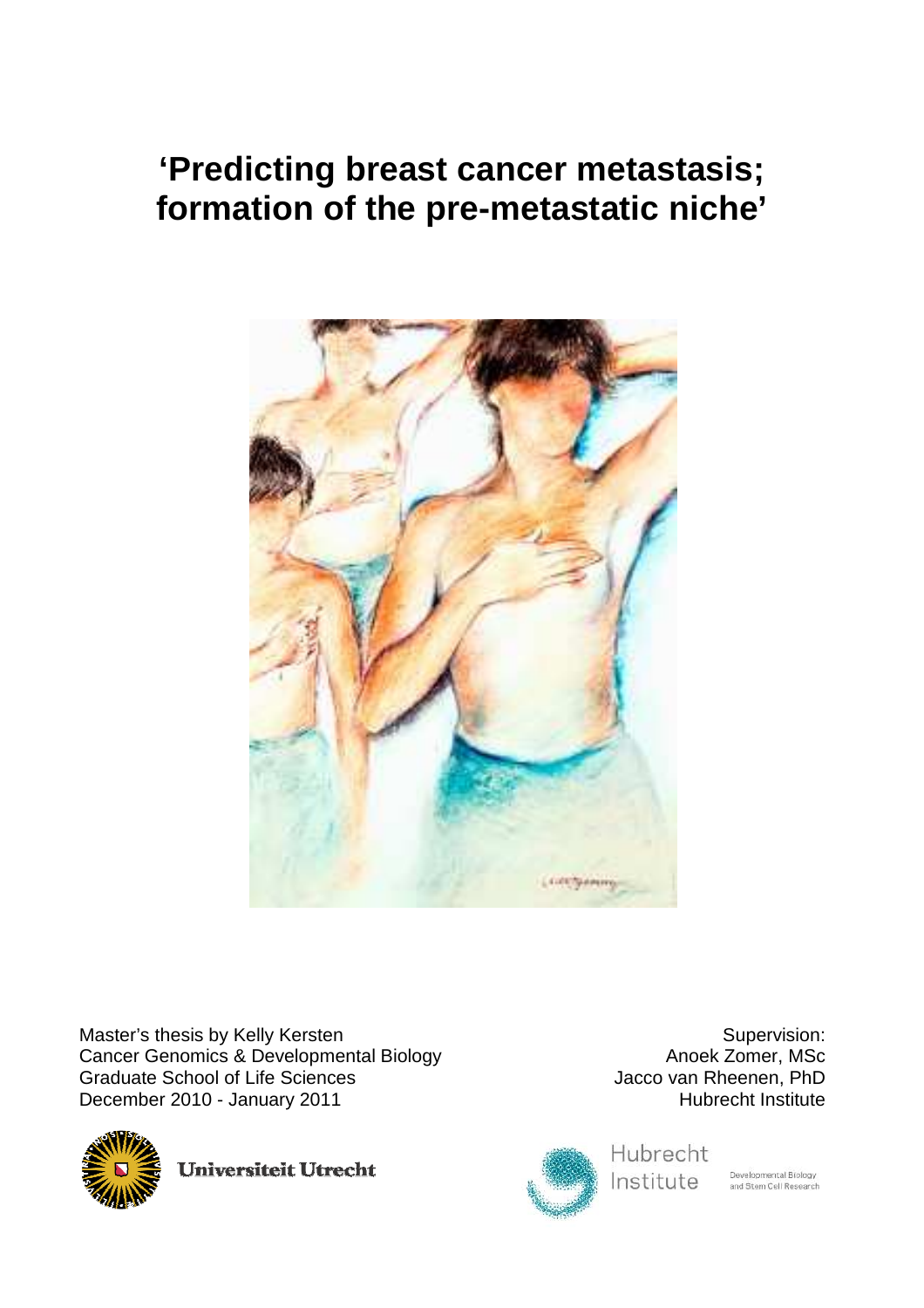# 'Predicting breast cancer metastasis; formation of the pre-metastatic niche'

Master's thesis by Kelly Kersten
Cancer Genomics & Developmental Biology
Graduate School of Life Sciences
December 2010 - January 2011

Supervision:
Anoek Zomer, MSc
Jacco van Rheenen, PhD
Hubrecht Institute

Universiteit Utrecht

Hubrecht Institute
Developmental Biology and Stem Cell Research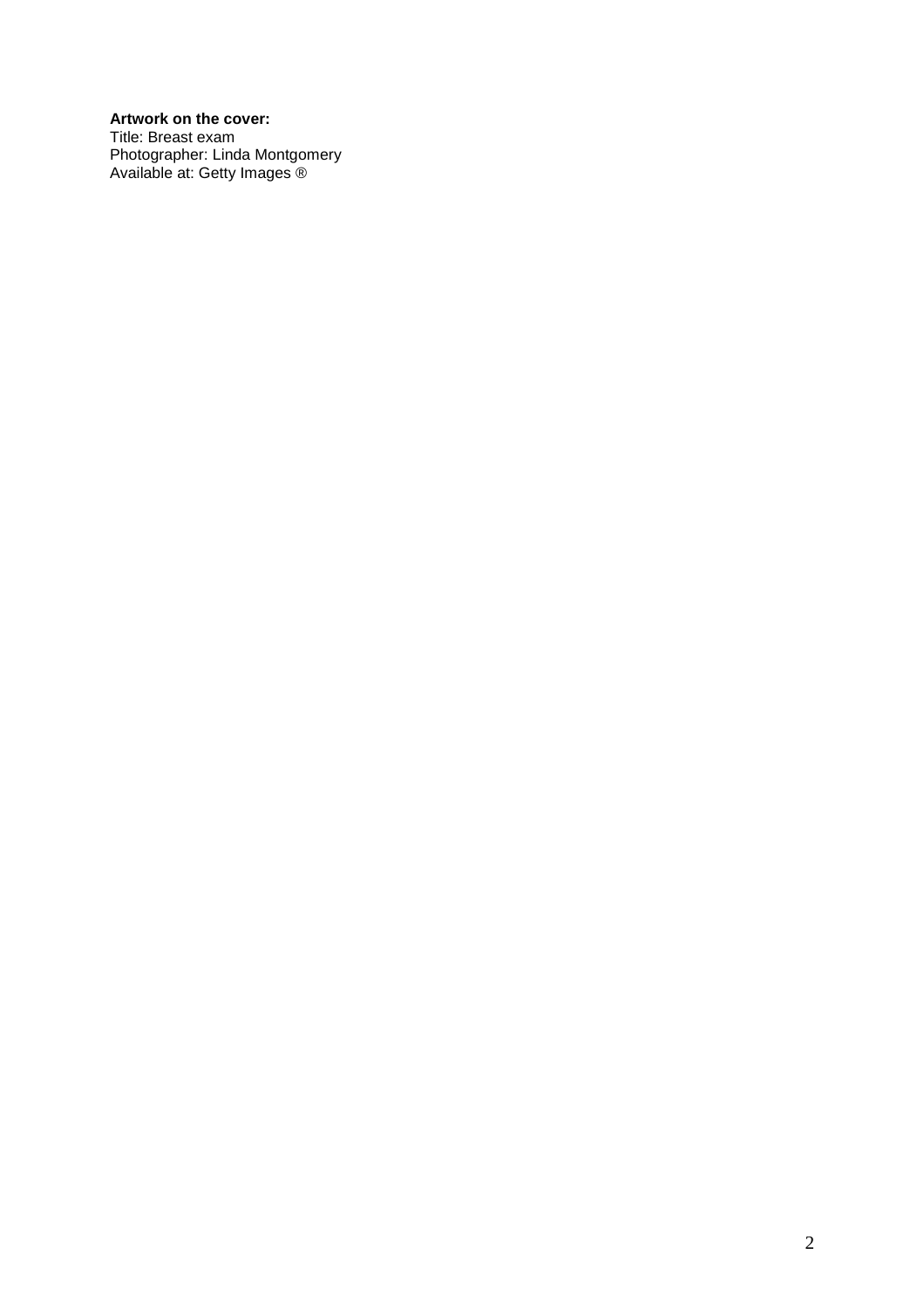**Artwork on the cover:**
Title: Breast exam
Photographer: Linda Montgomery
Available at: Getty Images ®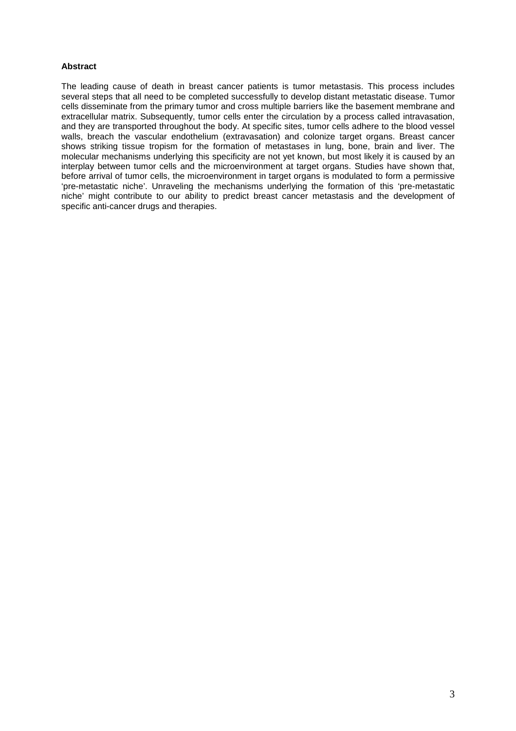**Abstract**

The leading cause of death in breast cancer patients is tumor metastasis. This process includes several steps that all need to be completed successfully to develop distant metastatic disease. Tumor cells disseminate from the primary tumor and cross multiple barriers like the basement membrane and extracellular matrix. Subsequently, tumor cells enter the circulation by a process called intravasation, and they are transported throughout the body. At specific sites, tumor cells adhere to the blood vessel walls, breach the vascular endothelium (extravasation) and colonize target organs. Breast cancer shows striking tissue tropism for the formation of metastases in lung, bone, brain and liver. The molecular mechanisms underlying this specificity are not yet known, but most likely it is caused by an interplay between tumor cells and the microenvironment at target organs. Studies have shown that, before arrival of tumor cells, the microenvironment in target organs is modulated to form a permissive 'pre-metastatic niche'. Unraveling the mechanisms underlying the formation of this 'pre-metastatic niche' might contribute to our ability to predict breast cancer metastasis and the development of specific anti-cancer drugs and therapies.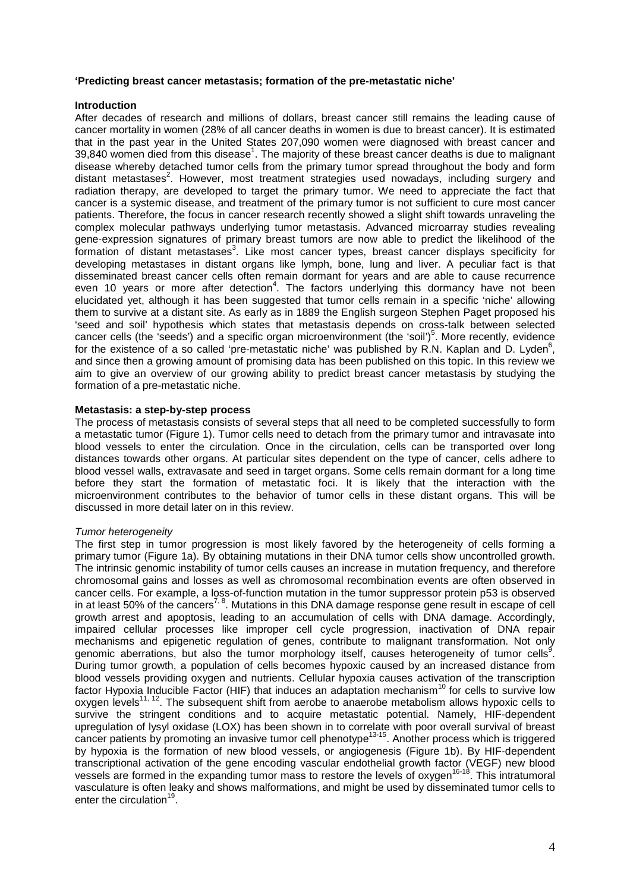**'Predicting breast cancer metastasis; formation of the pre-metastatic niche'**

## Introduction

After decades of research and millions of dollars, breast cancer still remains the leading cause of cancer mortality in women (28% of all cancer deaths in women is due to breast cancer). It is estimated that in the past year in the United States 207,090 women were diagnosed with breast cancer and 39,840 women died from this disease[1]. The majority of these breast cancer deaths is due to malignant disease whereby detached tumor cells from the primary tumor spread throughout the body and form distant metastases[2]. However, most treatment strategies used nowadays, including surgery and radiation therapy, are developed to target the primary tumor. We need to appreciate the fact that cancer is a systemic disease, and treatment of the primary tumor is not sufficient to cure most cancer patients. Therefore, the focus in cancer research recently showed a slight shift towards unraveling the complex molecular pathways underlying tumor metastasis. Advanced microarray studies revealing gene-expression signatures of primary breast tumors are now able to predict the likelihood of the formation of distant metastases[3]. Like most cancer types, breast cancer displays specificity for developing metastases in distant organs like lymph, bone, lung and liver. A peculiar fact is that disseminated breast cancer cells often remain dormant for years and are able to cause recurrence even 10 years or more after detection[4]. The factors underlying this dormancy have not been elucidated yet, although it has been suggested that tumor cells remain in a specific 'niche' allowing them to survive at a distant site. As early as in 1889 the English surgeon Stephen Paget proposed his 'seed and soil' hypothesis which states that metastasis depends on cross-talk between selected cancer cells (the 'seeds') and a specific organ microenvironment (the 'soil')[5]. More recently, evidence for the existence of a so called 'pre-metastatic niche' was published by R.N. Kaplan and D. Lyden[6], and since then a growing amount of promising data has been published on this topic. In this review we aim to give an overview of our growing ability to predict breast cancer metastasis by studying the formation of a pre-metastatic niche.

## Metastasis: a step-by-step process

The process of metastasis consists of several steps that all need to be completed successfully to form a metastatic tumor (Figure 1). Tumor cells need to detach from the primary tumor and intravasate into blood vessels to enter the circulation. Once in the circulation, cells can be transported over long distances towards other organs. At particular sites dependent on the type of cancer, cells adhere to blood vessel walls, extravasate and seed in target organs. Some cells remain dormant for a long time before they start the formation of metastatic foci. It is likely that the interaction with the microenvironment contributes to the behavior of tumor cells in these distant organs. This will be discussed in more detail later on in this review.

### *Tumor heterogeneity*

The first step in tumor progression is most likely favored by the heterogeneity of cells forming a primary tumor (Figure 1a). By obtaining mutations in their DNA tumor cells show uncontrolled growth. The intrinsic genomic instability of tumor cells causes an increase in mutation frequency, and therefore chromosomal gains and losses as well as chromosomal recombination events are often observed in cancer cells. For example, a loss-of-function mutation in the tumor suppressor protein p53 is observed in at least 50% of the cancers[7, 8]. Mutations in this DNA damage response gene result in escape of cell growth arrest and apoptosis, leading to an accumulation of cells with DNA damage. Accordingly, impaired cellular processes like improper cell cycle progression, inactivation of DNA repair mechanisms and epigenetic regulation of genes, contribute to malignant transformation. Not only genomic aberrations, but also the tumor morphology itself, causes heterogeneity of tumor cells[9]. During tumor growth, a population of cells becomes hypoxic caused by an increased distance from blood vessels providing oxygen and nutrients. Cellular hypoxia causes activation of the transcription factor Hypoxia Inducible Factor (HIF) that induces an adaptation mechanism[10] for cells to survive low oxygen levels[11, 12]. The subsequent shift from aerobe to anaerobe metabolism allows hypoxic cells to survive the stringent conditions and to acquire metastatic potential. Namely, HIF-dependent upregulation of lysyl oxidase (LOX) has been shown in to correlate with poor overall survival of breast cancer patients by promoting an invasive tumor cell phenotype[13-15]. Another process which is triggered by hypoxia is the formation of new blood vessels, or angiogenesis (Figure 1b). By HIF-dependent transcriptional activation of the gene encoding vascular endothelial growth factor (VEGF) new blood vessels are formed in the expanding tumor mass to restore the levels of oxygen[16-18]. This intratumoral vasculature is often leaky and shows malformations, and might be used by disseminated tumor cells to enter the circulation[19].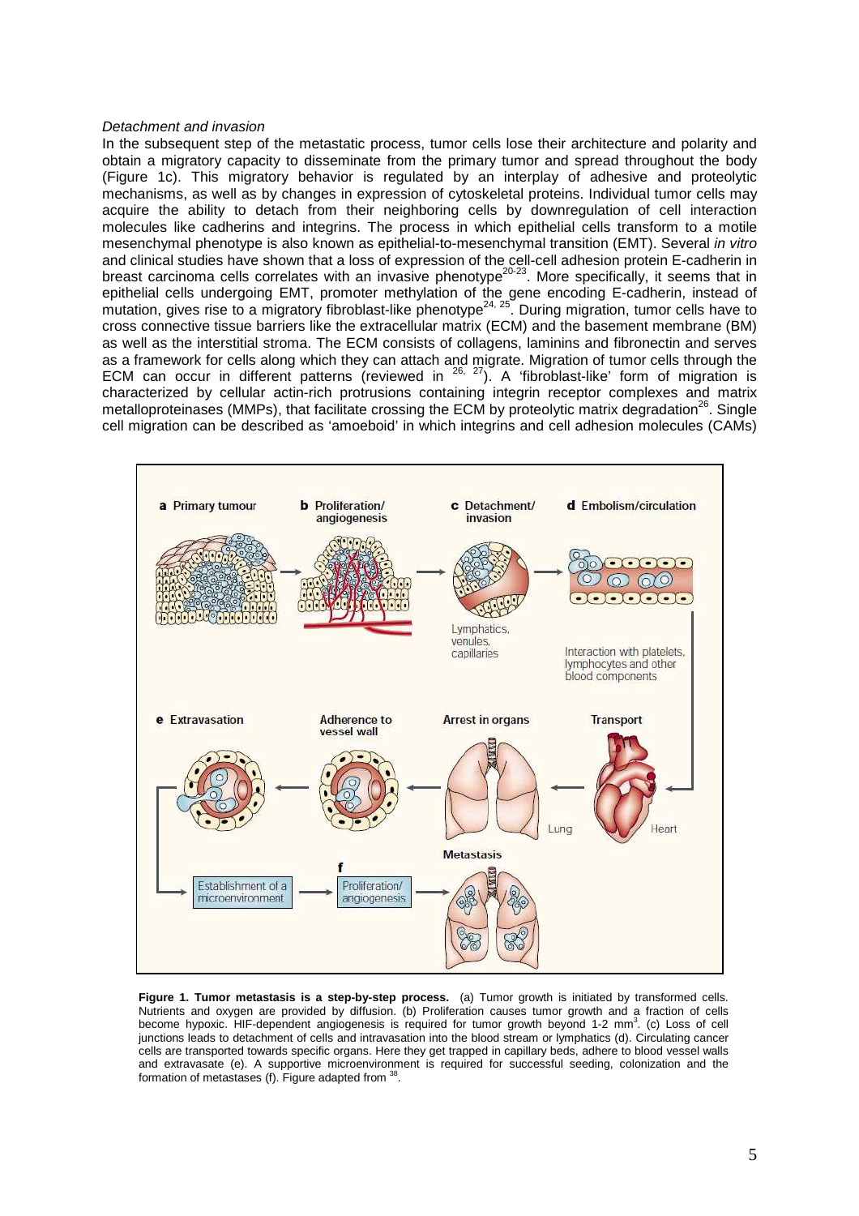*Detachment and invasion*

In the subsequent step of the metastatic process, tumor cells lose their architecture and polarity and obtain a migratory capacity to disseminate from the primary tumor and spread throughout the body (Figure 1c). This migratory behavior is regulated by an interplay of adhesive and proteolytic mechanisms, as well as by changes in expression of cytoskeletal proteins. Individual tumor cells may acquire the ability to detach from their neighboring cells by downregulation of cell interaction molecules like cadherins and integrins. The process in which epithelial cells transform to a motile mesenchymal phenotype is also known as epithelial-to-mesenchymal transition (EMT). Several *in vitro* and clinical studies have shown that a loss of expression of the cell-cell adhesion protein E-cadherin in breast carcinoma cells correlates with an invasive phenotype[20-23]. More specifically, it seems that in epithelial cells undergoing EMT, promoter methylation of the gene encoding E-cadherin, instead of mutation, gives rise to a migratory fibroblast-like phenotype[24, 25]. During migration, tumor cells have to cross connective tissue barriers like the extracellular matrix (ECM) and the basement membrane (BM) as well as the interstitial stroma. The ECM consists of collagens, laminins and fibronectin and serves as a framework for cells along which they can attach and migrate. Migration of tumor cells through the ECM can occur in different patterns (reviewed in [26, 27]). A 'fibroblast-like' form of migration is characterized by cellular actin-rich protrusions containing integrin receptor complexes and matrix metalloproteinases (MMPs), that facilitate crossing the ECM by proteolytic matrix degradation[26]. Single cell migration can be described as 'amoeboid' in which integrins and cell adhesion molecules (CAMs)

**Figure 1. Tumor metastasis is a step-by-step process.** (a) Tumor growth is initiated by transformed cells. Nutrients and oxygen are provided by diffusion. (b) Proliferation causes tumor growth and a fraction of cells become hypoxic. HIF-dependent angiogenesis is required for tumor growth beyond 1-2 $mm^3$. (c) Loss of cell junctions leads to detachment of cells and intravasation into the blood stream or lymphatics (d). Circulating cancer cells are transported towards specific organs. Here they get trapped in capillary beds, adhere to blood vessel walls and extravasate (e). A supportive microenvironment is required for successful seeding, colonization and the formation of metastases (f). Figure adapted from [38].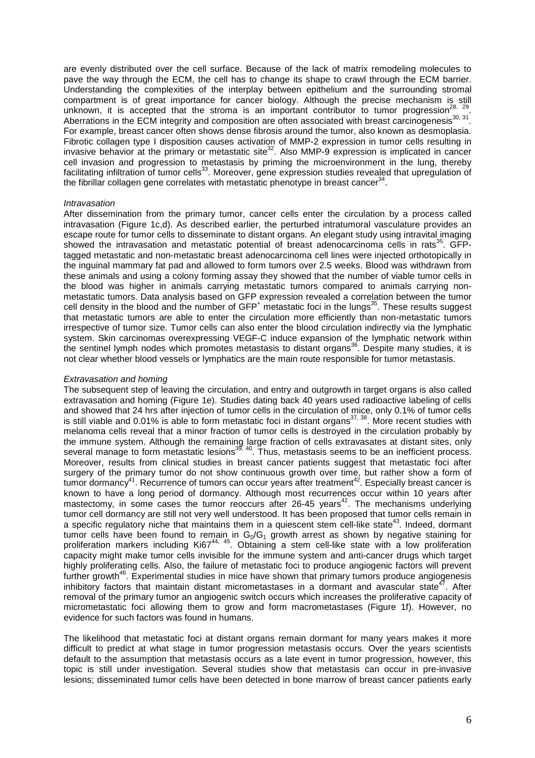are evenly distributed over the cell surface. Because of the lack of matrix remodeling molecules to pave the way through the ECM, the cell has to change its shape to crawl through the ECM barrier. Understanding the complexities of the interplay between epithelium and the surrounding stromal compartment is of great importance for cancer biology. Although the precise mechanism is still unknown, it is accepted that the stroma is an important contributor to tumor progression[28, 29]. Aberrations in the ECM integrity and composition are often associated with breast carcinogenesis[30, 31]. For example, breast cancer often shows dense fibrosis around the tumor, also known as desmoplasia. Fibrotic collagen type I disposition causes activation of MMP-2 expression in tumor cells resulting in invasive behavior at the primary or metastatic site[32]. Also MMP-9 expression is implicated in cancer cell invasion and progression to metastasis by priming the microenvironment in the lung, thereby facilitating infiltration of tumor cells[33]. Moreover, gene expression studies revealed that upregulation of the fibrillar collagen gene correlates with metastatic phenotype in breast cancer[34].

*Intravasation*

After dissemination from the primary tumor, cancer cells enter the circulation by a process called intravasation (Figure 1c,d). As described earlier, the perturbed intratumoral vasculature provides an escape route for tumor cells to disseminate to distant organs. An elegant study using intravital imaging showed the intravasation and metastatic potential of breast adenocarcinoma cells in rats[35]. GFP-tagged metastatic and non-metastatic breast adenocarcinoma cell lines were injected orthotopically in the inguinal mammary fat pad and allowed to form tumors over 2.5 weeks. Blood was withdrawn from these animals and using a colony forming assay they showed that the number of viable tumor cells in the blood was higher in animals carrying metastatic tumors compared to animals carrying non-metastatic tumors. Data analysis based on GFP expression revealed a correlation between the tumor cell density in the blood and the number of $GFP^+$ metastatic foci in the lungs[35]. These results suggest that metastatic tumors are able to enter the circulation more efficiently than non-metastatic tumors irrespective of tumor size. Tumor cells can also enter the blood circulation indirectly via the lymphatic system. Skin carcinomas overexpressing VEGF-C induce expansion of the lymphatic network within the sentinel lymph nodes which promotes metastasis to distant organs[36]. Despite many studies, it is not clear whether blood vessels or lymphatics are the main route responsible for tumor metastasis.

*Extravasation and homing*

The subsequent step of leaving the circulation, and entry and outgrowth in target organs is also called extravasation and homing (Figure 1e). Studies dating back 40 years used radioactive labeling of cells and showed that 24 hrs after injection of tumor cells in the circulation of mice, only 0.1% of tumor cells is still viable and 0.01% is able to form metastatic foci in distant organs[37, 38]. More recent studies with melanoma cells reveal that a minor fraction of tumor cells is destroyed in the circulation probably by the immune system. Although the remaining large fraction of cells extravasates at distant sites, only several manage to form metastatic lesions[39, 40]. Thus, metastasis seems to be an inefficient process. Moreover, results from clinical studies in breast cancer patients suggest that metastatic foci after surgery of the primary tumor do not show continuous growth over time, but rather show a form of tumor dormancy[41]. Recurrence of tumors can occur years after treatment[42]. Especially breast cancer is known to have a long period of dormancy. Although most recurrences occur within 10 years after mastectomy, in some cases the tumor reoccurs after 26-45 years[42]. The mechanisms underlying tumor cell dormancy are still not very well understood. It has been proposed that tumor cells remain in a specific regulatory niche that maintains them in a quiescent stem cell-like state[43]. Indeed, dormant tumor cells have been found to remain in $G_0/G_1$ growth arrest as shown by negative staining for proliferation markers including Ki67[44, 45]. Obtaining a stem cell-like state with a low proliferation capacity might make tumor cells invisible for the immune system and anti-cancer drugs which target highly proliferating cells. Also, the failure of metastatic foci to produce angiogenic factors will prevent further growth[46]. Experimental studies in mice have shown that primary tumors produce angiogenesis inhibitory factors that maintain distant micrometastases in a dormant and avascular state[47]. After removal of the primary tumor an angiogenic switch occurs which increases the proliferative capacity of micrometastatic foci allowing them to grow and form macrometastases (Figure 1f). However, no evidence for such factors was found in humans.

The likelihood that metastatic foci at distant organs remain dormant for many years makes it more difficult to predict at what stage in tumor progression metastasis occurs. Over the years scientists default to the assumption that metastasis occurs as a late event in tumor progression, however, this topic is still under investigation. Several studies show that metastasis can occur in pre-invasive lesions; disseminated tumor cells have been detected in bone marrow of breast cancer patients early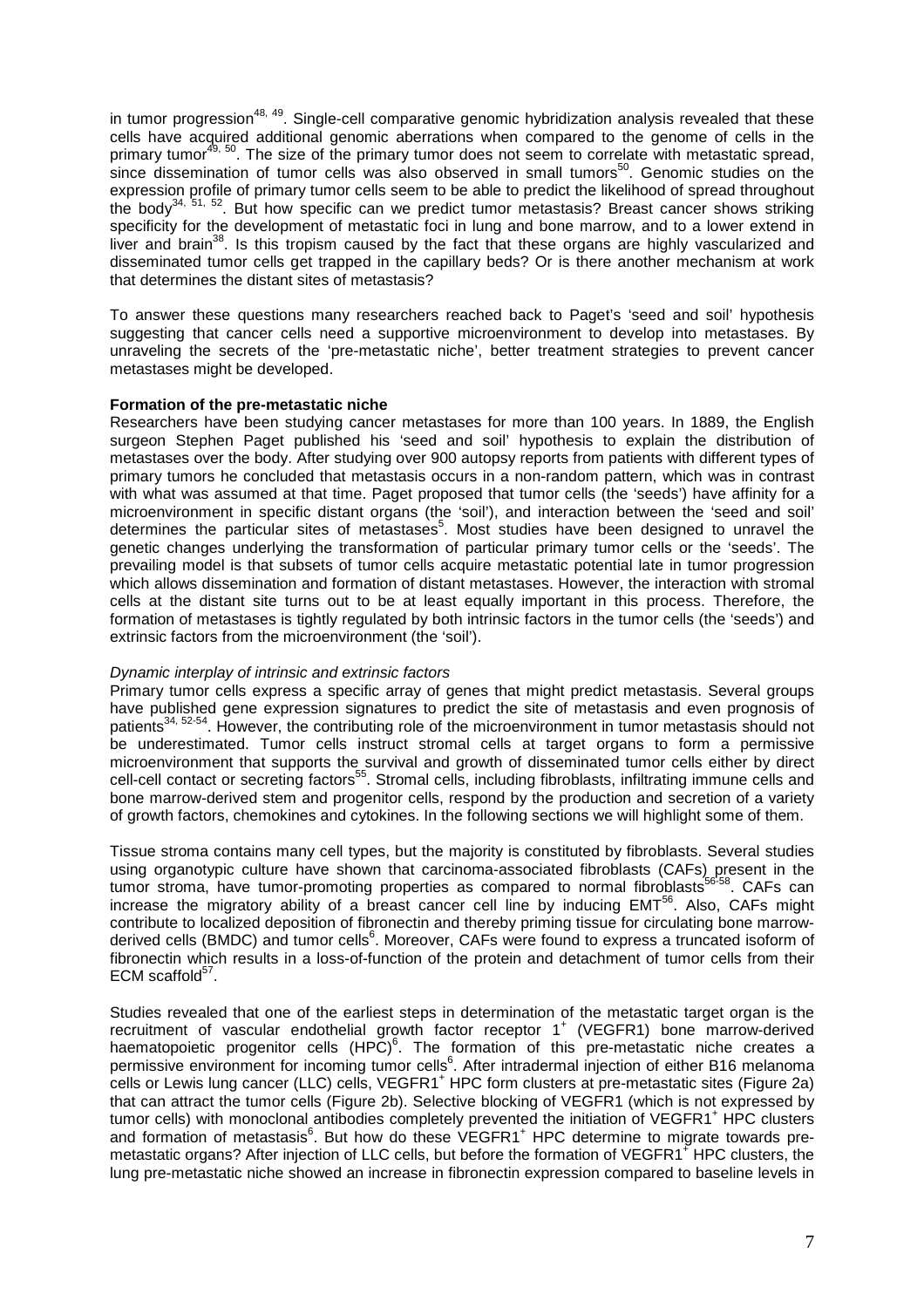in tumor progression[48, 49]. Single-cell comparative genomic hybridization analysis revealed that these cells have acquired additional genomic aberrations when compared to the genome of cells in the primary tumor[49, 50]. The size of the primary tumor does not seem to correlate with metastatic spread, since dissemination of tumor cells was also observed in small tumors[50]. Genomic studies on the expression profile of primary tumor cells seem to be able to predict the likelihood of spread throughout the body[34, 51, 52]. But how specific can we predict tumor metastasis? Breast cancer shows striking specificity for the development of metastatic foci in lung and bone marrow, and to a lower extend in liver and brain[38]. Is this tropism caused by the fact that these organs are highly vascularized and disseminated tumor cells get trapped in the capillary beds? Or is there another mechanism at work that determines the distant sites of metastasis?

To answer these questions many researchers reached back to Paget's 'seed and soil' hypothesis suggesting that cancer cells need a supportive microenvironment to develop into metastases. By unraveling the secrets of the 'pre-metastatic niche', better treatment strategies to prevent cancer metastases might be developed.

**Formation of the pre-metastatic niche**

Researchers have been studying cancer metastases for more than 100 years. In 1889, the English surgeon Stephen Paget published his 'seed and soil' hypothesis to explain the distribution of metastases over the body. After studying over 900 autopsy reports from patients with different types of primary tumors he concluded that metastasis occurs in a non-random pattern, which was in contrast with what was assumed at that time. Paget proposed that tumor cells (the 'seeds') have affinity for a microenvironment in specific distant organs (the 'soil'), and interaction between the 'seed and soil' determines the particular sites of metastases[5]. Most studies have been designed to unravel the genetic changes underlying the transformation of particular primary tumor cells or the 'seeds'. The prevailing model is that subsets of tumor cells acquire metastatic potential late in tumor progression which allows dissemination and formation of distant metastases. However, the interaction with stromal cells at the distant site turns out to be at least equally important in this process. Therefore, the formation of metastases is tightly regulated by both intrinsic factors in the tumor cells (the 'seeds') and extrinsic factors from the microenvironment (the 'soil').

*Dynamic interplay of intrinsic and extrinsic factors*

Primary tumor cells express a specific array of genes that might predict metastasis. Several groups have published gene expression signatures to predict the site of metastasis and even prognosis of patients[34, 52-54]. However, the contributing role of the microenvironment in tumor metastasis should not be underestimated. Tumor cells instruct stromal cells at target organs to form a permissive microenvironment that supports the survival and growth of disseminated tumor cells either by direct cell-cell contact or secreting factors[55]. Stromal cells, including fibroblasts, infiltrating immune cells and bone marrow-derived stem and progenitor cells, respond by the production and secretion of a variety of growth factors, chemokines and cytokines. In the following sections we will highlight some of them.

Tissue stroma contains many cell types, but the majority is constituted by fibroblasts. Several studies using organotypic culture have shown that carcinoma-associated fibroblasts (CAFs) present in the tumor stroma, have tumor-promoting properties as compared to normal fibroblasts[56-58]. CAFs can increase the migratory ability of a breast cancer cell line by inducing EMT[56]. Also, CAFs might contribute to localized deposition of fibronectin and thereby priming tissue for circulating bone marrow-derived cells (BMDC) and tumor cells[6]. Moreover, CAFs were found to express a truncated isoform of fibronectin which results in a loss-of-function of the protein and detachment of tumor cells from their ECM scaffold[57].

Studies revealed that one of the earliest steps in determination of the metastatic target organ is the recruitment of vascular endothelial growth factor receptor 1$^+$ (VEGFR1) bone marrow-derived haematopoietic progenitor cells (HPC)[6]. The formation of this pre-metastatic niche creates a permissive environment for incoming tumor cells[6]. After intradermal injection of either B16 melanoma cells or Lewis lung cancer (LLC) cells, VEGFR1$^+$ HPC form clusters at pre-metastatic sites (Figure 2a) that can attract the tumor cells (Figure 2b). Selective blocking of VEGFR1 (which is not expressed by tumor cells) with monoclonal antibodies completely prevented the initiation of VEGFR1$^+$ HPC clusters and formation of metastasis[6]. But how do these VEGFR1$^+$ HPC determine to migrate towards pre-metastatic organs? After injection of LLC cells, but before the formation of VEGFR1$^+$ HPC clusters, the lung pre-metastatic niche showed an increase in fibronectin expression compared to baseline levels in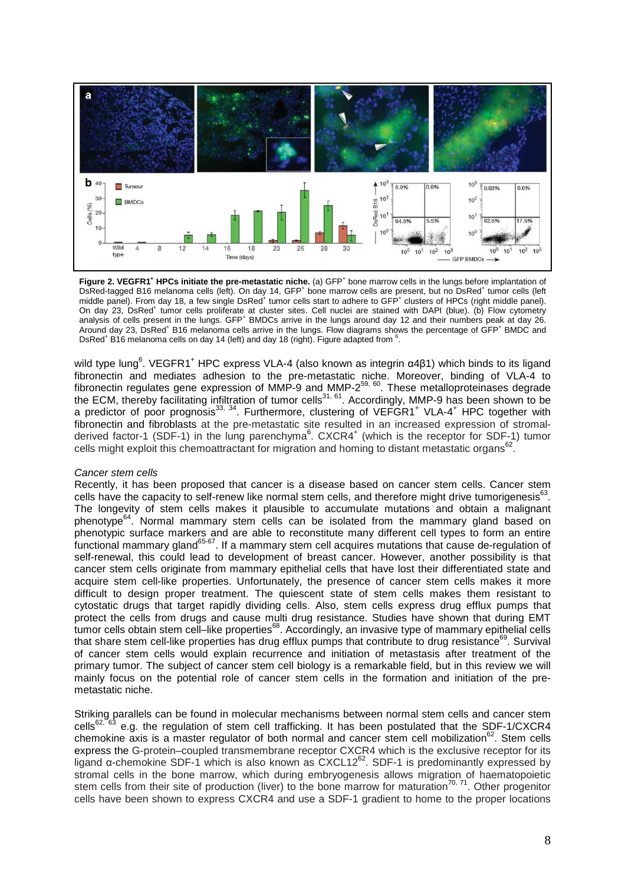**Figure 2. VEGFR1⁺ HPCs initiate the pre-metastatic niche.** (a) GFP⁺ bone marrow cells in the lungs before implantation of DsRed-tagged B16 melanoma cells (left). On day 14, GFP⁺ bone marrow cells are present, but no DsRed⁺ tumor cells (left middle panel). From day 18, a few single DsRed⁺ tumor cells start to adhere to GFP⁺ clusters of HPCs (right middle panel). On day 23, DsRed⁺ tumor cells proliferate at cluster sites. Cell nuclei are stained with DAPI (blue). (b) Flow cytometry analysis of cells present in the lungs. GFP⁺ BMDCs arrive in the lungs around day 12 and their numbers peak at day 26. Around day 23, DsRed⁺ B16 melanoma cells arrive in the lungs. Flow diagrams shows the percentage of GFP⁺ BMDC and DsRed⁺ B16 melanoma cells on day 14 (left) and day 18 (right). Figure adapted from [6].

wild type lung[6]. VEGFR1⁺ HPC express VLA-4 (also known as integrin α4β1) which binds to its ligand fibronectin and mediates adhesion to the pre-metastatic niche. Moreover, binding of VLA-4 to fibronectin regulates gene expression of MMP-9 and MMP-2[59, 60]. These metalloproteinases degrade the ECM, thereby facilitating infiltration of tumor cells[31, 61]. Accordingly, MMP-9 has been shown to be a predictor of poor prognosis[33, 34]. Furthermore, clustering of VEFGR1⁺ VLA-4⁺ HPC together with fibronectin and fibroblasts at the pre-metastatic site resulted in an increased expression of stromal-derived factor-1 (SDF-1) in the lung parenchyma[6]. CXCR4⁺ (which is the receptor for SDF-1) tumor cells might exploit this chemoattractant for migration and homing to distant metastatic organs[62].

*Cancer stem cells*

Recently, it has been proposed that cancer is a disease based on cancer stem cells. Cancer stem cells have the capacity to self-renew like normal stem cells, and therefore might drive tumorigenesis[63]. The longevity of stem cells makes it plausible to accumulate mutations and obtain a malignant phenotype[64]. Normal mammary stem cells can be isolated from the mammary gland based on phenotypic surface markers and are able to reconstitute many different cell types to form an entire functional mammary gland[65-67]. If a mammary stem cell acquires mutations that cause de-regulation of self-renewal, this could lead to development of breast cancer. However, another possibility is that cancer stem cells originate from mammary epithelial cells that have lost their differentiated state and acquire stem cell-like properties. Unfortunately, the presence of cancer stem cells makes it more difficult to design proper treatment. The quiescent state of stem cells makes them resistant to cytostatic drugs that target rapidly dividing cells. Also, stem cells express drug efflux pumps that protect the cells from drugs and cause multi drug resistance. Studies have shown that during EMT tumor cells obtain stem cell–like properties[68]. Accordingly, an invasive type of mammary epithelial cells that share stem cell-like properties has drug efflux pumps that contribute to drug resistance[69]. Survival of cancer stem cells would explain recurrence and initiation of metastasis after treatment of the primary tumor. The subject of cancer stem cell biology is a remarkable field, but in this review we will mainly focus on the potential role of cancer stem cells in the formation and initiation of the pre-metastatic niche.

Striking parallels can be found in molecular mechanisms between normal stem cells and cancer stem cells[62, 63] e.g. the regulation of stem cell trafficking. It has been postulated that the SDF-1/CXCR4 chemokine axis is a master regulator of both normal and cancer stem cell mobilization[62]. Stem cells express the G-protein–coupled transmembrane receptor CXCR4 which is the exclusive receptor for its ligand α-chemokine SDF-1 which is also known as CXCL12[62]. SDF-1 is predominantly expressed by stromal cells in the bone marrow, which during embryogenesis allows migration of haematopoietic stem cells from their site of production (liver) to the bone marrow for maturation[70, 71]. Other progenitor cells have been shown to express CXCR4 and use a SDF-1 gradient to home to the proper locations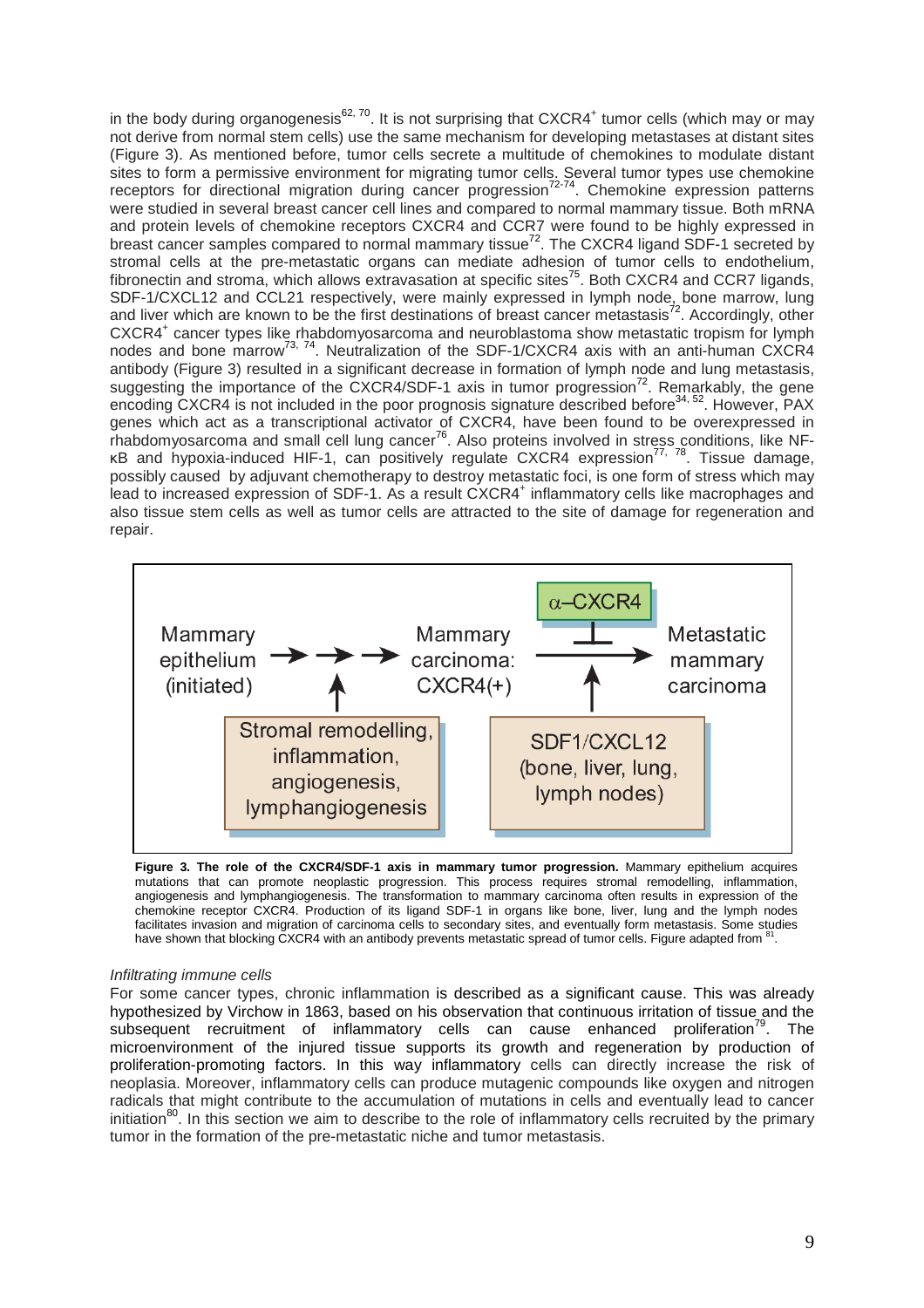in the body during organogenesis[62, 70]. It is not surprising that CXCR4$^+$ tumor cells (which may or may not derive from normal stem cells) use the same mechanism for developing metastases at distant sites (Figure 3). As mentioned before, tumor cells secrete a multitude of chemokines to modulate distant sites to form a permissive environment for migrating tumor cells. Several tumor types use chemokine receptors for directional migration during cancer progression[72-74]. Chemokine expression patterns were studied in several breast cancer cell lines and compared to normal mammary tissue. Both mRNA and protein levels of chemokine receptors CXCR4 and CCR7 were found to be highly expressed in breast cancer samples compared to normal mammary tissue[72]. The CXCR4 ligand SDF-1 secreted by stromal cells at the pre-metastatic organs can mediate adhesion of tumor cells to endothelium, fibronectin and stroma, which allows extravasation at specific sites[75]. Both CXCR4 and CCR7 ligands, SDF-1/CXCL12 and CCL21 respectively, were mainly expressed in lymph node, bone marrow, lung and liver which are known to be the first destinations of breast cancer metastasis[72]. Accordingly, other CXCR4$^+$ cancer types like rhabdomyosarcoma and neuroblastoma show metastatic tropism for lymph nodes and bone marrow[73, 74]. Neutralization of the SDF-1/CXCR4 axis with an anti-human CXCR4 antibody (Figure 3) resulted in a significant decrease in formation of lymph node and lung metastasis, suggesting the importance of the CXCR4/SDF-1 axis in tumor progression[72]. Remarkably, the gene encoding CXCR4 is not included in the poor prognosis signature described before[34, 52]. However, PAX genes which act as a transcriptional activator of CXCR4, have been found to be overexpressed in rhabdomyosarcoma and small cell lung cancer[76]. Also proteins involved in stress conditions, like NF-κB and hypoxia-induced HIF-1, can positively regulate CXCR4 expression[77, 78]. Tissue damage, possibly caused by adjuvant chemotherapy to destroy metastatic foci, is one form of stress which may lead to increased expression of SDF-1. As a result CXCR4$^+$ inflammatory cells like macrophages and also tissue stem cells as well as tumor cells are attracted to the site of damage for regeneration and repair.

**Figure 3. The role of the CXCR4/SDF-1 axis in mammary tumor progression.** Mammary epithelium acquires mutations that can promote neoplastic progression. This process requires stromal remodelling, inflammation, angiogenesis and lymphangiogenesis. The transformation to mammary carcinoma often results in expression of the chemokine receptor CXCR4. Production of its ligand SDF-1 in organs like bone, liver, lung and the lymph nodes facilitates invasion and migration of carcinoma cells to secondary sites, and eventually form metastasis. Some studies have shown that blocking CXCR4 with an antibody prevents metastatic spread of tumor cells. Figure adapted from [81].

*Infiltrating immune cells*

For some cancer types, chronic inflammation is described as a significant cause. This was already hypothesized by Virchow in 1863, based on his observation that continuous irritation of tissue and the subsequent recruitment of inflammatory cells can cause enhanced proliferation[79]. The microenvironment of the injured tissue supports its growth and regeneration by production of proliferation-promoting factors. In this way inflammatory cells can directly increase the risk of neoplasia. Moreover, inflammatory cells can produce mutagenic compounds like oxygen and nitrogen radicals that might contribute to the accumulation of mutations in cells and eventually lead to cancer initiation[80]. In this section we aim to describe to the role of inflammatory cells recruited by the primary tumor in the formation of the pre-metastatic niche and tumor metastasis.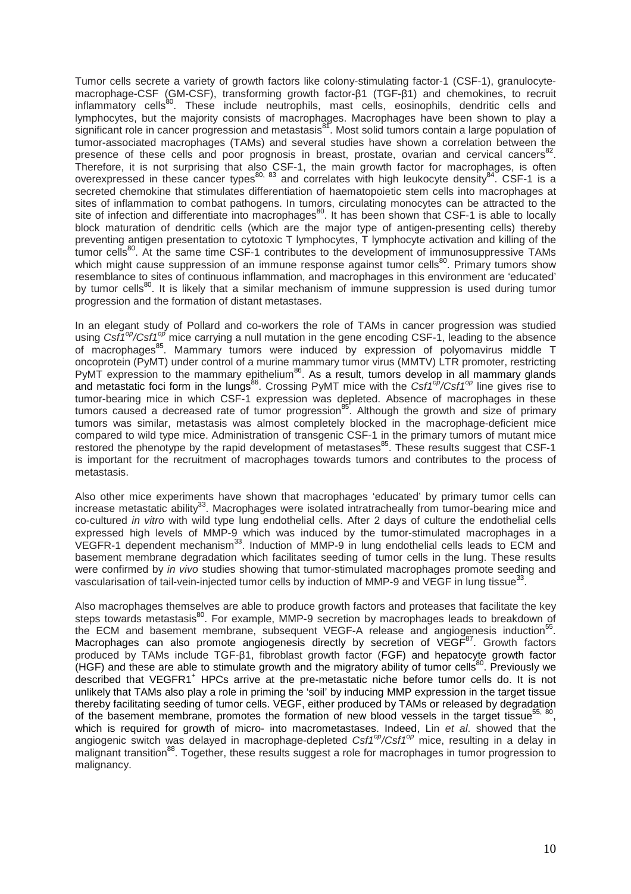Tumor cells secrete a variety of growth factors like colony-stimulating factor-1 (CSF-1), granulocyte-macrophage-CSF (GM-CSF), transforming growth factor-β1 (TGF-β1) and chemokines, to recruit inflammatory cells[80]. These include neutrophils, mast cells, eosinophils, dendritic cells and lymphocytes, but the majority consists of macrophages. Macrophages have been shown to play a significant role in cancer progression and metastasis[81]. Most solid tumors contain a large population of tumor-associated macrophages (TAMs) and several studies have shown a correlation between the presence of these cells and poor prognosis in breast, prostate, ovarian and cervical cancers[82]. Therefore, it is not surprising that also CSF-1, the main growth factor for macrophages, is often overexpressed in these cancer types[80, 83] and correlates with high leukocyte density[84]. CSF-1 is a secreted chemokine that stimulates differentiation of haematopoietic stem cells into macrophages at sites of inflammation to combat pathogens. In tumors, circulating monocytes can be attracted to the site of infection and differentiate into macrophages[80]. It has been shown that CSF-1 is able to locally block maturation of dendritic cells (which are the major type of antigen-presenting cells) thereby preventing antigen presentation to cytotoxic T lymphocytes, T lymphocyte activation and killing of the tumor cells[80]. At the same time CSF-1 contributes to the development of immunosuppressive TAMs which might cause suppression of an immune response against tumor cells[80]. Primary tumors show resemblance to sites of continuous inflammation, and macrophages in this environment are 'educated' by tumor cells[80]. It is likely that a similar mechanism of immune suppression is used during tumor progression and the formation of distant metastases.

In an elegant study of Pollard and co-workers the role of TAMs in cancer progression was studied using *Csf1*$^{op}$/*Csf1*$^{op}$ mice carrying a null mutation in the gene encoding CSF-1, leading to the absence of macrophages[85]. Mammary tumors were induced by expression of polyomavirus middle T oncoprotein (PyMT) under control of a murine mammary tumor virus (MMTV) LTR promoter, restricting PyMT expression to the mammary epithelium[86]. As a result, tumors develop in all mammary glands and metastatic foci form in the lungs[86]. Crossing PyMT mice with the *Csf1*$^{op}$/*Csf1*$^{op}$ line gives rise to tumor-bearing mice in which CSF-1 expression was depleted. Absence of macrophages in these tumors caused a decreased rate of tumor progression[85]. Although the growth and size of primary tumors was similar, metastasis was almost completely blocked in the macrophage-deficient mice compared to wild type mice. Administration of transgenic CSF-1 in the primary tumors of mutant mice restored the phenotype by the rapid development of metastases[85]. These results suggest that CSF-1 is important for the recruitment of macrophages towards tumors and contributes to the process of metastasis.

Also other mice experiments have shown that macrophages 'educated' by primary tumor cells can increase metastatic ability[33]. Macrophages were isolated intratracheally from tumor-bearing mice and co-cultured *in vitro* with wild type lung endothelial cells. After 2 days of culture the endothelial cells expressed high levels of MMP-9 which was induced by the tumor-stimulated macrophages in a VEGFR-1 dependent mechanism[33]. Induction of MMP-9 in lung endothelial cells leads to ECM and basement membrane degradation which facilitates seeding of tumor cells in the lung. These results were confirmed by *in vivo* studies showing that tumor-stimulated macrophages promote seeding and vascularisation of tail-vein-injected tumor cells by induction of MMP-9 and VEGF in lung tissue[33].

Also macrophages themselves are able to produce growth factors and proteases that facilitate the key steps towards metastasis[80]. For example, MMP-9 secretion by macrophages leads to breakdown of the ECM and basement membrane, subsequent VEGF-A release and angiogenesis induction[55]. Macrophages can also promote angiogenesis directly by secretion of VEGF[87]. Growth factors produced by TAMs include TGF-β1, fibroblast growth factor (FGF) and hepatocyte growth factor (HGF) and these are able to stimulate growth and the migratory ability of tumor cells[80]. Previously we described that VEGFR1$^{+}$ HPCs arrive at the pre-metastatic niche before tumor cells do. It is not unlikely that TAMs also play a role in priming the 'soil' by inducing MMP expression in the target tissue thereby facilitating seeding of tumor cells. VEGF, either produced by TAMs or released by degradation of the basement membrane, promotes the formation of new blood vessels in the target tissue[55, 80], which is required for growth of micro- into macrometastases. Indeed, Lin *et al*. showed that the angiogenic switch was delayed in macrophage-depleted *Csf1*$^{op}$/*Csf1*$^{op}$ mice, resulting in a delay in malignant transition[88]. Together, these results suggest a role for macrophages in tumor progression to malignancy.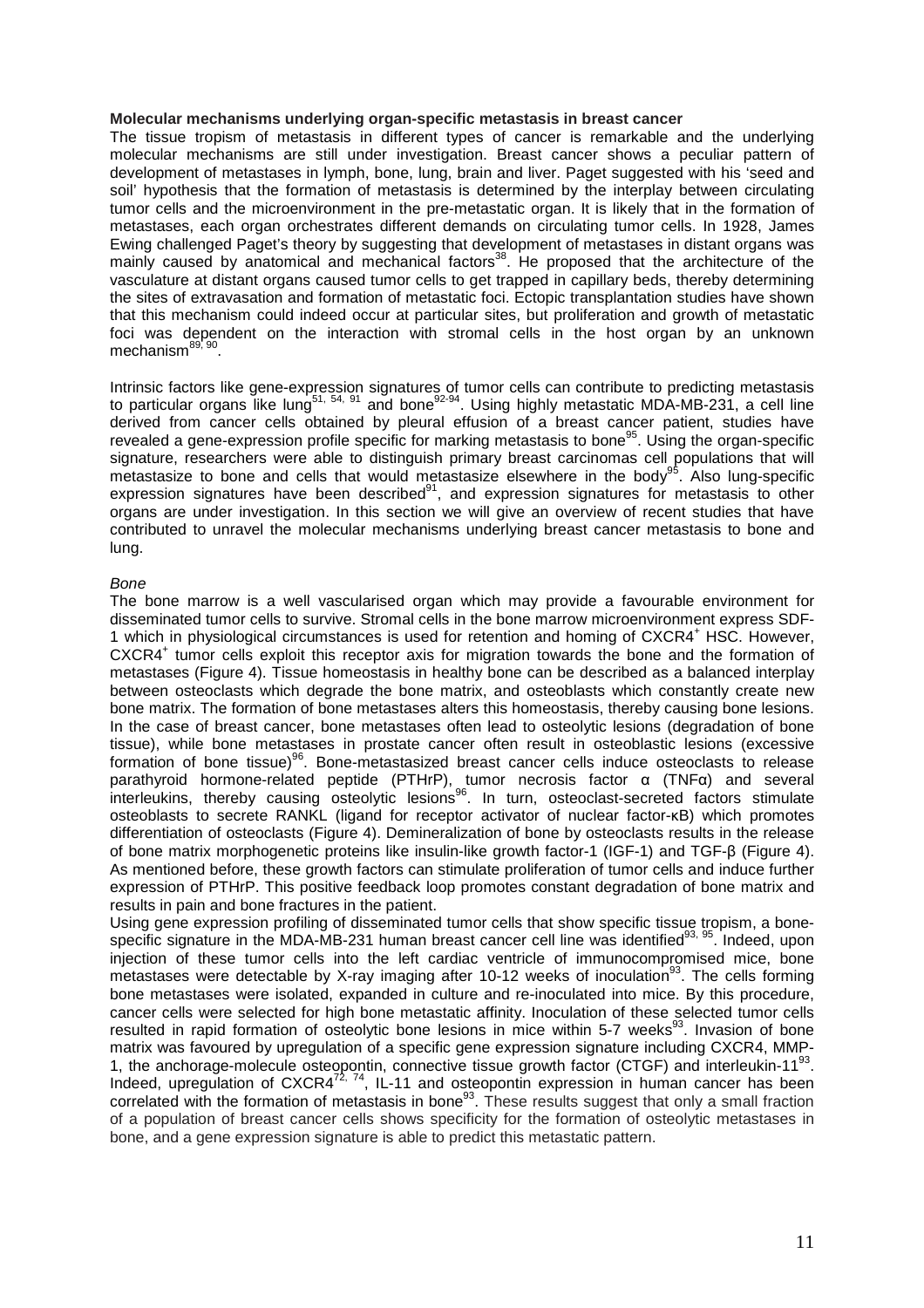**Molecular mechanisms underlying organ-specific metastasis in breast cancer**

The tissue tropism of metastasis in different types of cancer is remarkable and the underlying molecular mechanisms are still under investigation. Breast cancer shows a peculiar pattern of development of metastases in lymph, bone, lung, brain and liver. Paget suggested with his 'seed and soil' hypothesis that the formation of metastasis is determined by the interplay between circulating tumor cells and the microenvironment in the pre-metastatic organ. It is likely that in the formation of metastases, each organ orchestrates different demands on circulating tumor cells. In 1928, James Ewing challenged Paget's theory by suggesting that development of metastases in distant organs was mainly caused by anatomical and mechanical factors[38]. He proposed that the architecture of the vasculature at distant organs caused tumor cells to get trapped in capillary beds, thereby determining the sites of extravasation and formation of metastatic foci. Ectopic transplantation studies have shown that this mechanism could indeed occur at particular sites, but proliferation and growth of metastatic foci was dependent on the interaction with stromal cells in the host organ by an unknown mechanism[89, 90].

Intrinsic factors like gene-expression signatures of tumor cells can contribute to predicting metastasis to particular organs like lung[51, 54, 91] and bone[92-94]. Using highly metastatic MDA-MB-231, a cell line derived from cancer cells obtained by pleural effusion of a breast cancer patient, studies have revealed a gene-expression profile specific for marking metastasis to bone[95]. Using the organ-specific signature, researchers were able to distinguish primary breast carcinomas cell populations that will metastasize to bone and cells that would metastasize elsewhere in the body[95]. Also lung-specific expression signatures have been described[91], and expression signatures for metastasis to other organs are under investigation. In this section we will give an overview of recent studies that have contributed to unravel the molecular mechanisms underlying breast cancer metastasis to bone and lung.

*Bone*

The bone marrow is a well vascularised organ which may provide a favourable environment for disseminated tumor cells to survive. Stromal cells in the bone marrow microenvironment express SDF-1 which in physiological circumstances is used for retention and homing of CXCR4$^+$ HSC. However, CXCR4$^+$ tumor cells exploit this receptor axis for migration towards the bone and the formation of metastases (Figure 4). Tissue homeostasis in healthy bone can be described as a balanced interplay between osteoclasts which degrade the bone matrix, and osteoblasts which constantly create new bone matrix. The formation of bone metastases alters this homeostasis, thereby causing bone lesions. In the case of breast cancer, bone metastases often lead to osteolytic lesions (degradation of bone tissue), while bone metastases in prostate cancer often result in osteoblastic lesions (excessive formation of bone tissue)[96]. Bone-metastasized breast cancer cells induce osteoclasts to release parathyroid hormone-related peptide (PTHrP), tumor necrosis factor α (TNFα) and several interleukins, thereby causing osteolytic lesions[96]. In turn, osteoclast-secreted factors stimulate osteoblasts to secrete RANKL (ligand for receptor activator of nuclear factor-κB) which promotes differentiation of osteoclasts (Figure 4). Demineralization of bone by osteoclasts results in the release of bone matrix morphogenetic proteins like insulin-like growth factor-1 (IGF-1) and TGF-β (Figure 4). As mentioned before, these growth factors can stimulate proliferation of tumor cells and induce further expression of PTHrP. This positive feedback loop promotes constant degradation of bone matrix and results in pain and bone fractures in the patient.

Using gene expression profiling of disseminated tumor cells that show specific tissue tropism, a bone-specific signature in the MDA-MB-231 human breast cancer cell line was identified[93, 95]. Indeed, upon injection of these tumor cells into the left cardiac ventricle of immunocompromised mice, bone metastases were detectable by X-ray imaging after 10-12 weeks of inoculation[93]. The cells forming bone metastases were isolated, expanded in culture and re-inoculated into mice. By this procedure, cancer cells were selected for high bone metastatic affinity. Inoculation of these selected tumor cells resulted in rapid formation of osteolytic bone lesions in mice within 5-7 weeks[93]. Invasion of bone matrix was favoured by upregulation of a specific gene expression signature including CXCR4, MMP-1, the anchorage-molecule osteopontin, connective tissue growth factor (CTGF) and interleukin-11[93]. Indeed, upregulation of CXCR4[72, 74], IL-11 and osteopontin expression in human cancer has been correlated with the formation of metastasis in bone[93]. These results suggest that only a small fraction of a population of breast cancer cells shows specificity for the formation of osteolytic metastases in bone, and a gene expression signature is able to predict this metastatic pattern.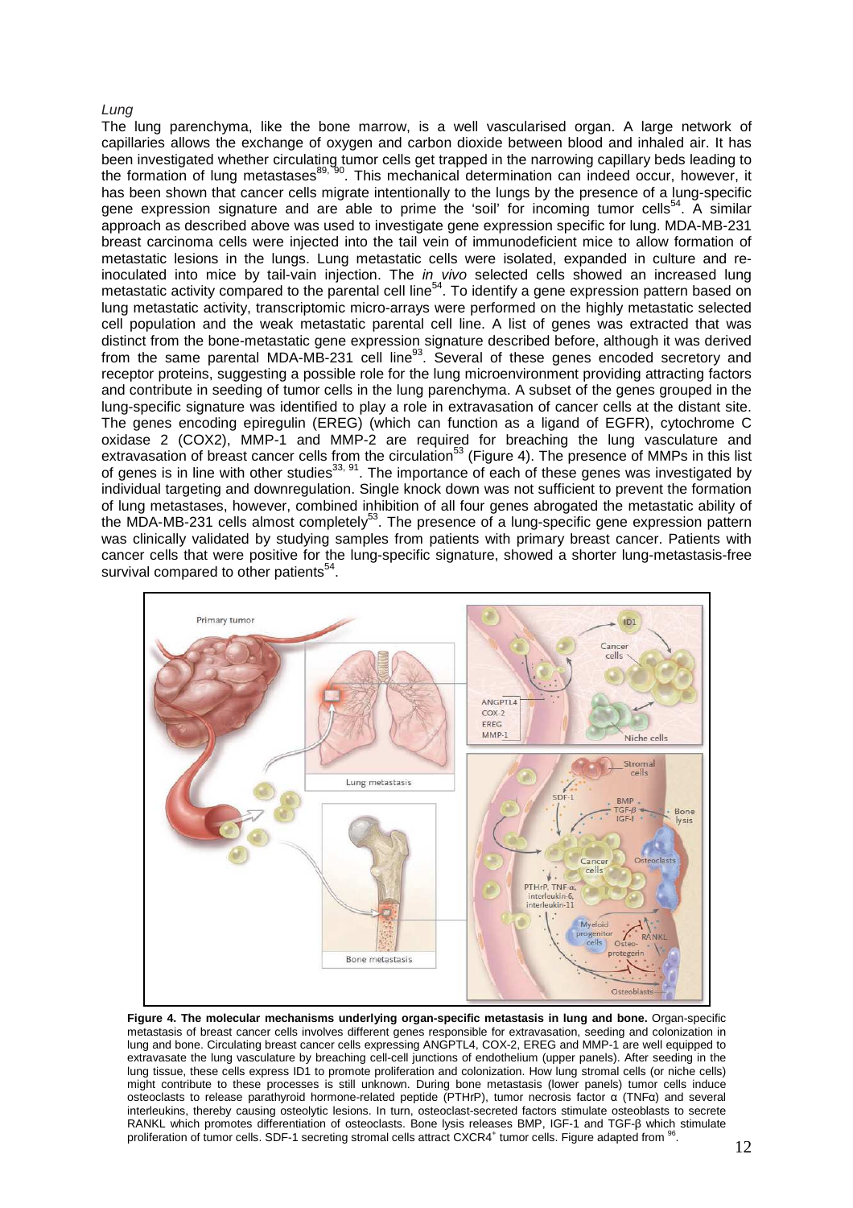*Lung*

The lung parenchyma, like the bone marrow, is a well vascularised organ. A large network of capillaries allows the exchange of oxygen and carbon dioxide between blood and inhaled air. It has been investigated whether circulating tumor cells get trapped in the narrowing capillary beds leading to the formation of lung metastases[89, 90]. This mechanical determination can indeed occur, however, it has been shown that cancer cells migrate intentionally to the lungs by the presence of a lung-specific gene expression signature and are able to prime the 'soil' for incoming tumor cells[54]. A similar approach as described above was used to investigate gene expression specific for lung. MDA-MB-231 breast carcinoma cells were injected into the tail vein of immunodeficient mice to allow formation of metastatic lesions in the lungs. Lung metastatic cells were isolated, expanded in culture and re-inoculated into mice by tail-vain injection. The *in vivo* selected cells showed an increased lung metastatic activity compared to the parental cell line[54]. To identify a gene expression pattern based on lung metastatic activity, transcriptomic micro-arrays were performed on the highly metastatic selected cell population and the weak metastatic parental cell line. A list of genes was extracted that was distinct from the bone-metastatic gene expression signature described before, although it was derived from the same parental MDA-MB-231 cell line[93]. Several of these genes encoded secretory and receptor proteins, suggesting a possible role for the lung microenvironment providing attracting factors and contribute in seeding of tumor cells in the lung parenchyma. A subset of the genes grouped in the lung-specific signature was identified to play a role in extravasation of cancer cells at the distant site. The genes encoding epiregulin (EREG) (which can function as a ligand of EGFR), cytochrome C oxidase 2 (COX2), MMP-1 and MMP-2 are required for breaching the lung vasculature and extravasation of breast cancer cells from the circulation[53] (Figure 4). The presence of MMPs in this list of genes is in line with other studies[33, 91]. The importance of each of these genes was investigated by individual targeting and downregulation. Single knock down was not sufficient to prevent the formation of lung metastases, however, combined inhibition of all four genes abrogated the metastatic ability of the MDA-MB-231 cells almost completely[53]. The presence of a lung-specific gene expression pattern was clinically validated by studying samples from patients with primary breast cancer. Patients with cancer cells that were positive for the lung-specific signature, showed a shorter lung-metastasis-free survival compared to other patients[54].

**Figure 4. The molecular mechanisms underlying organ-specific metastasis in lung and bone.** Organ-specific metastasis of breast cancer cells involves different genes responsible for extravasation, seeding and colonization in lung and bone. Circulating breast cancer cells expressing ANGPTL4, COX-2, EREG and MMP-1 are well equipped to extravasate the lung vasculature by breaching cell-cell junctions of endothelium (upper panels). After seeding in the lung tissue, these cells express ID1 to promote proliferation and colonization. How lung stromal cells (or niche cells) might contribute to these processes is still unknown. During bone metastasis (lower panels) tumor cells induce osteoclasts to release parathyroid hormone-related peptide (PTHrP), tumor necrosis factor α (TNFα) and several interleukins, thereby causing osteolytic lesions. In turn, osteoclast-secreted factors stimulate osteoblasts to secrete RANKL which promotes differentiation of osteoclasts. Bone lysis releases BMP, IGF-1 and TGF-β which stimulate proliferation of tumor cells. SDF-1 secreting stromal cells attract CXCR4[+] tumor cells. Figure adapted from [96].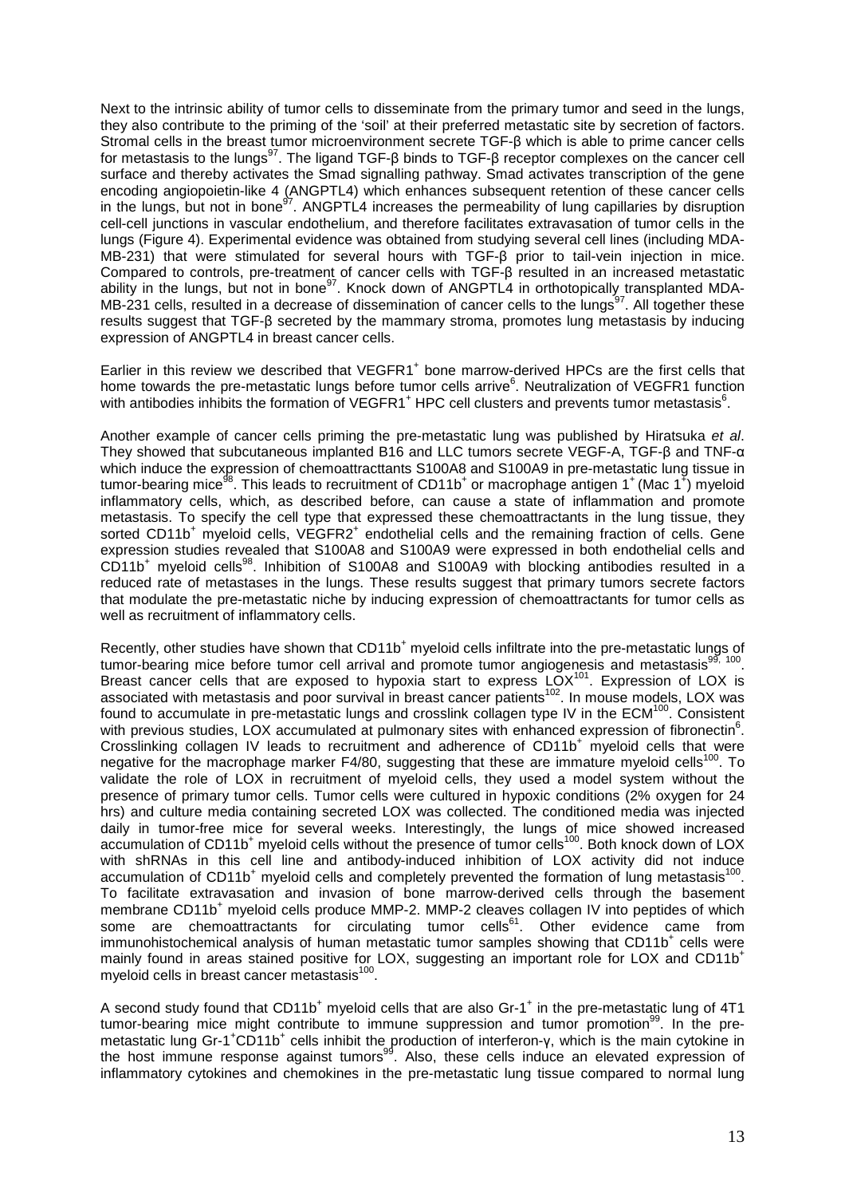Next to the intrinsic ability of tumor cells to disseminate from the primary tumor and seed in the lungs, they also contribute to the priming of the 'soil' at their preferred metastatic site by secretion of factors. Stromal cells in the breast tumor microenvironment secrete TGF-β which is able to prime cancer cells for metastasis to the lungs[97]. The ligand TGF-β binds to TGF-β receptor complexes on the cancer cell surface and thereby activates the Smad signalling pathway. Smad activates transcription of the gene encoding angiopoietin-like 4 (ANGPTL4) which enhances subsequent retention of these cancer cells in the lungs, but not in bone[97]. ANGPTL4 increases the permeability of lung capillaries by disruption cell-cell junctions in vascular endothelium, and therefore facilitates extravasation of tumor cells in the lungs (Figure 4). Experimental evidence was obtained from studying several cell lines (including MDA-MB-231) that were stimulated for several hours with TGF-β prior to tail-vein injection in mice. Compared to controls, pre-treatment of cancer cells with TGF-β resulted in an increased metastatic ability in the lungs, but not in bone[97]. Knock down of ANGPTL4 in orthotopically transplanted MDA-MB-231 cells, resulted in a decrease of dissemination of cancer cells to the lungs[97]. All together these results suggest that TGF-β secreted by the mammary stroma, promotes lung metastasis by inducing expression of ANGPTL4 in breast cancer cells.

Earlier in this review we described that VEGFR1$^+$ bone marrow-derived HPCs are the first cells that home towards the pre-metastatic lungs before tumor cells arrive[6]. Neutralization of VEGFR1 function with antibodies inhibits the formation of VEGFR1$^+$ HPC cell clusters and prevents tumor metastasis[6].

Another example of cancer cells priming the pre-metastatic lung was published by Hiratsuka *et al*. They showed that subcutaneous implanted B16 and LLC tumors secrete VEGF-A, TGF-β and TNF-α which induce the expression of chemoattracttants S100A8 and S100A9 in pre-metastatic lung tissue in tumor-bearing mice[98]. This leads to recruitment of CD11b$^+$ or macrophage antigen 1$^+$ (Mac 1$^+$) myeloid inflammatory cells, which, as described before, can cause a state of inflammation and promote metastasis. To specify the cell type that expressed these chemoattractants in the lung tissue, they sorted CD11b$^+$ myeloid cells, VEGFR2$^+$ endothelial cells and the remaining fraction of cells. Gene expression studies revealed that S100A8 and S100A9 were expressed in both endothelial cells and CD11b$^+$ myeloid cells[98]. Inhibition of S100A8 and S100A9 with blocking antibodies resulted in a reduced rate of metastases in the lungs. These results suggest that primary tumors secrete factors that modulate the pre-metastatic niche by inducing expression of chemoattractants for tumor cells as well as recruitment of inflammatory cells.

Recently, other studies have shown that CD11b$^+$ myeloid cells infiltrate into the pre-metastatic lungs of tumor-bearing mice before tumor cell arrival and promote tumor angiogenesis and metastasis[99, 100]. Breast cancer cells that are exposed to hypoxia start to express LOX[101]. Expression of LOX is associated with metastasis and poor survival in breast cancer patients[102]. In mouse models, LOX was found to accumulate in pre-metastatic lungs and crosslink collagen type IV in the ECM[100]. Consistent with previous studies, LOX accumulated at pulmonary sites with enhanced expression of fibronectin[6]. Crosslinking collagen IV leads to recruitment and adherence of CD11b$^+$ myeloid cells that were negative for the macrophage marker F4/80, suggesting that these are immature myeloid cells[100]. To validate the role of LOX in recruitment of myeloid cells, they used a model system without the presence of primary tumor cells. Tumor cells were cultured in hypoxic conditions (2% oxygen for 24 hrs) and culture media containing secreted LOX was collected. The conditioned media was injected daily in tumor-free mice for several weeks. Interestingly, the lungs of mice showed increased accumulation of CD11b$^+$ myeloid cells without the presence of tumor cells[100]. Both knock down of LOX with shRNAs in this cell line and antibody-induced inhibition of LOX activity did not induce accumulation of CD11b$^+$ myeloid cells and completely prevented the formation of lung metastasis[100]. To facilitate extravasation and invasion of bone marrow-derived cells through the basement membrane CD11b$^+$ myeloid cells produce MMP-2. MMP-2 cleaves collagen IV into peptides of which some are chemoattractants for circulating tumor cells[61]. Other evidence came from immunohistochemical analysis of human metastatic tumor samples showing that CD11b$^+$ cells were mainly found in areas stained positive for LOX, suggesting an important role for LOX and CD11b$^+$ myeloid cells in breast cancer metastasis[100].

A second study found that CD11b$^+$ myeloid cells that are also Gr-1$^+$ in the pre-metastatic lung of 4T1 tumor-bearing mice might contribute to immune suppression and tumor promotion[99]. In the pre-metastatic lung Gr-1$^+$CD11b$^+$ cells inhibit the production of interferon-γ, which is the main cytokine in the host immune response against tumors[99]. Also, these cells induce an elevated expression of inflammatory cytokines and chemokines in the pre-metastatic lung tissue compared to normal lung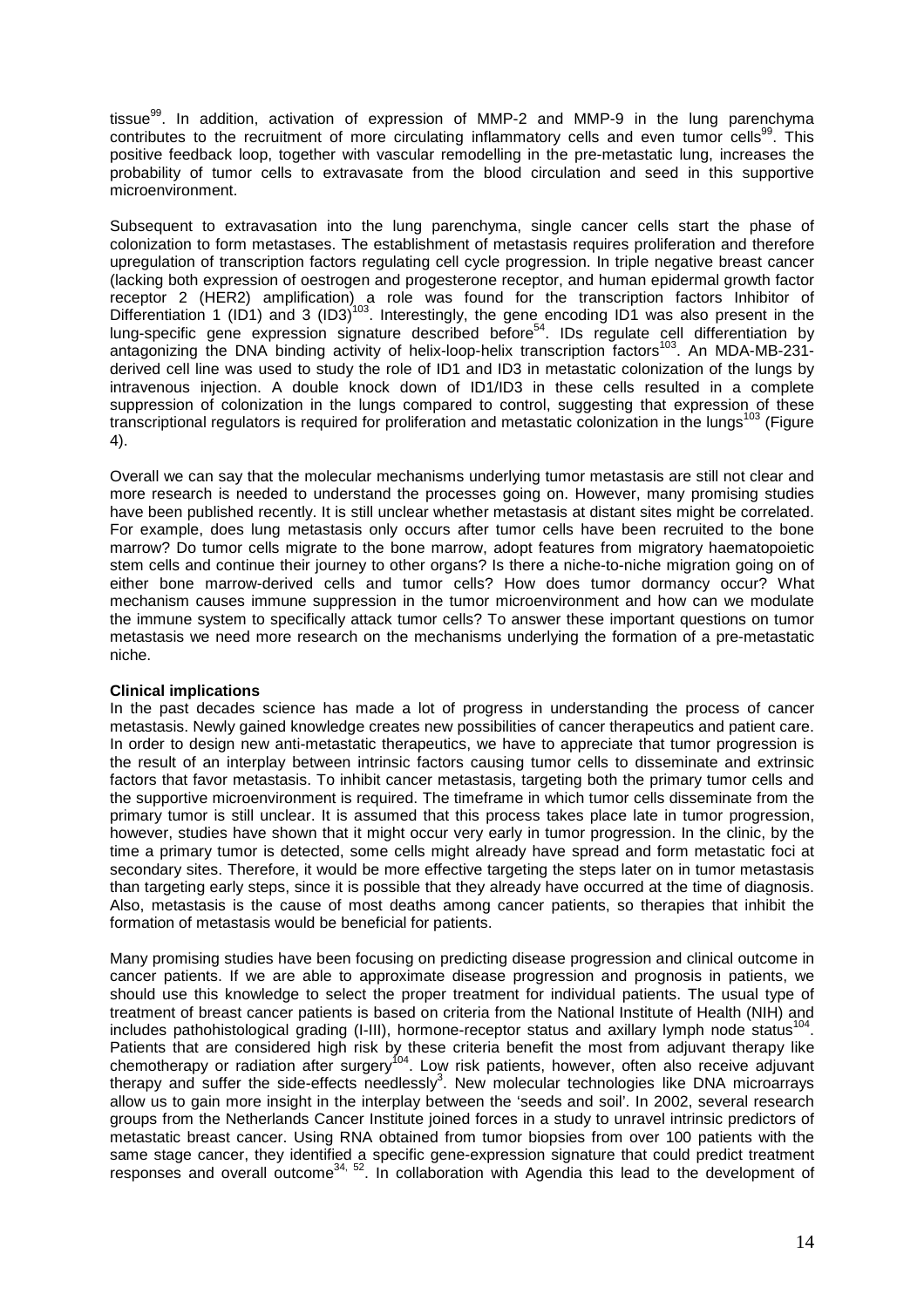tissue[99]. In addition, activation of expression of MMP-2 and MMP-9 in the lung parenchyma contributes to the recruitment of more circulating inflammatory cells and even tumor cells[99]. This positive feedback loop, together with vascular remodelling in the pre-metastatic lung, increases the probability of tumor cells to extravasate from the blood circulation and seed in this supportive microenvironment.

Subsequent to extravasation into the lung parenchyma, single cancer cells start the phase of colonization to form metastases. The establishment of metastasis requires proliferation and therefore upregulation of transcription factors regulating cell cycle progression. In triple negative breast cancer (lacking both expression of oestrogen and progesterone receptor, and human epidermal growth factor receptor 2 (HER2) amplification) a role was found for the transcription factors Inhibitor of Differentiation 1 (ID1) and 3 (ID3)[103]. Interestingly, the gene encoding ID1 was also present in the lung-specific gene expression signature described before[54]. IDs regulate cell differentiation by antagonizing the DNA binding activity of helix-loop-helix transcription factors[103]. An MDA-MB-231-derived cell line was used to study the role of ID1 and ID3 in metastatic colonization of the lungs by intravenous injection. A double knock down of ID1/ID3 in these cells resulted in a complete suppression of colonization in the lungs compared to control, suggesting that expression of these transcriptional regulators is required for proliferation and metastatic colonization in the lungs[103] (Figure 4).

Overall we can say that the molecular mechanisms underlying tumor metastasis are still not clear and more research is needed to understand the processes going on. However, many promising studies have been published recently. It is still unclear whether metastasis at distant sites might be correlated. For example, does lung metastasis only occurs after tumor cells have been recruited to the bone marrow? Do tumor cells migrate to the bone marrow, adopt features from migratory haematopoietic stem cells and continue their journey to other organs? Is there a niche-to-niche migration going on of either bone marrow-derived cells and tumor cells? How does tumor dormancy occur? What mechanism causes immune suppression in the tumor microenvironment and how can we modulate the immune system to specifically attack tumor cells? To answer these important questions on tumor metastasis we need more research on the mechanisms underlying the formation of a pre-metastatic niche.

**Clinical implications**

In the past decades science has made a lot of progress in understanding the process of cancer metastasis. Newly gained knowledge creates new possibilities of cancer therapeutics and patient care. In order to design new anti-metastatic therapeutics, we have to appreciate that tumor progression is the result of an interplay between intrinsic factors causing tumor cells to disseminate and extrinsic factors that favor metastasis. To inhibit cancer metastasis, targeting both the primary tumor cells and the supportive microenvironment is required. The timeframe in which tumor cells disseminate from the primary tumor is still unclear. It is assumed that this process takes place late in tumor progression, however, studies have shown that it might occur very early in tumor progression. In the clinic, by the time a primary tumor is detected, some cells might already have spread and form metastatic foci at secondary sites. Therefore, it would be more effective targeting the steps later on in tumor metastasis than targeting early steps, since it is possible that they already have occurred at the time of diagnosis. Also, metastasis is the cause of most deaths among cancer patients, so therapies that inhibit the formation of metastasis would be beneficial for patients.

Many promising studies have been focusing on predicting disease progression and clinical outcome in cancer patients. If we are able to approximate disease progression and prognosis in patients, we should use this knowledge to select the proper treatment for individual patients. The usual type of treatment of breast cancer patients is based on criteria from the National Institute of Health (NIH) and includes pathohistological grading (I-III), hormone-receptor status and axillary lymph node status[104]. Patients that are considered high risk by these criteria benefit the most from adjuvant therapy like chemotherapy or radiation after surgery[104]. Low risk patients, however, often also receive adjuvant therapy and suffer the side-effects needlessly[3]. New molecular technologies like DNA microarrays allow us to gain more insight in the interplay between the 'seeds and soil'. In 2002, several research groups from the Netherlands Cancer Institute joined forces in a study to unravel intrinsic predictors of metastatic breast cancer. Using RNA obtained from tumor biopsies from over 100 patients with the same stage cancer, they identified a specific gene-expression signature that could predict treatment responses and overall outcome[34, 52]. In collaboration with Agendia this lead to the development of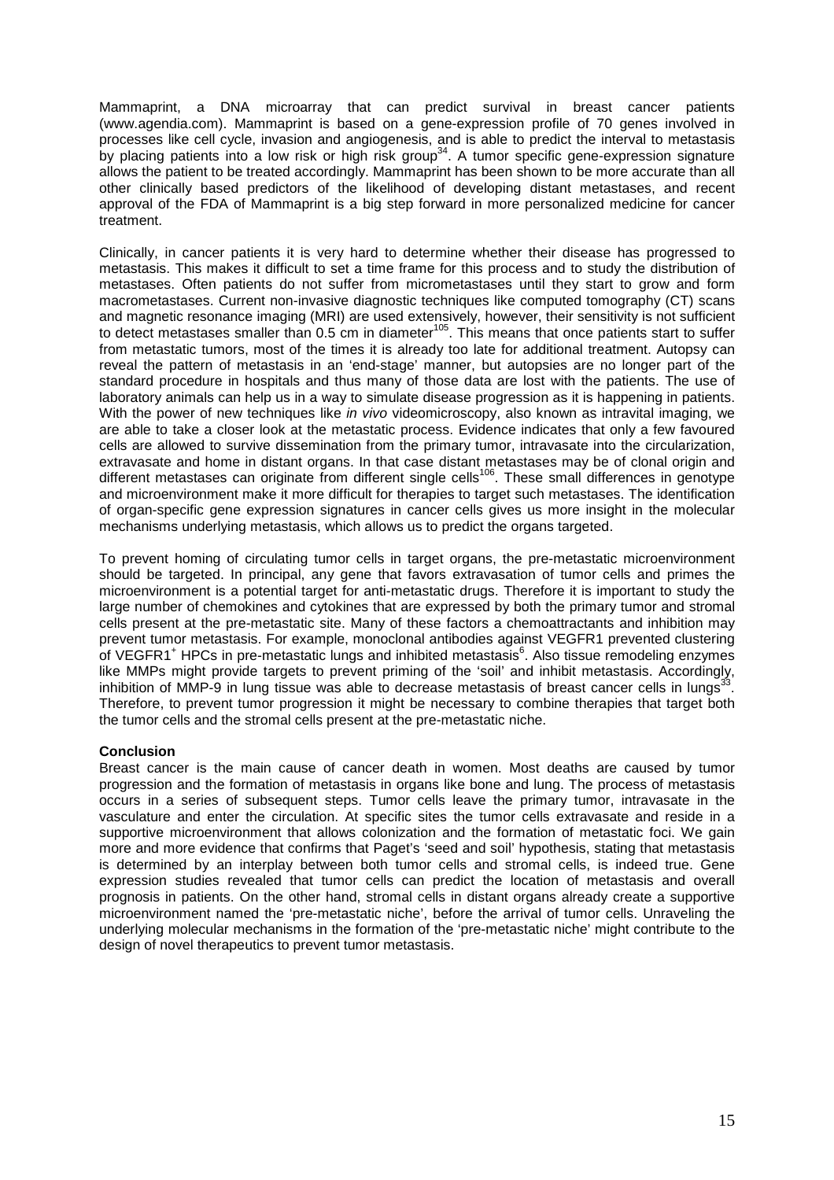Mammaprint, a DNA microarray that can predict survival in breast cancer patients (www.agendia.com). Mammaprint is based on a gene-expression profile of 70 genes involved in processes like cell cycle, invasion and angiogenesis, and is able to predict the interval to metastasis by placing patients into a low risk or high risk group[34]. A tumor specific gene-expression signature allows the patient to be treated accordingly. Mammaprint has been shown to be more accurate than all other clinically based predictors of the likelihood of developing distant metastases, and recent approval of the FDA of Mammaprint is a big step forward in more personalized medicine for cancer treatment.

Clinically, in cancer patients it is very hard to determine whether their disease has progressed to metastasis. This makes it difficult to set a time frame for this process and to study the distribution of metastases. Often patients do not suffer from micrometastases until they start to grow and form macrometastases. Current non-invasive diagnostic techniques like computed tomography (CT) scans and magnetic resonance imaging (MRI) are used extensively, however, their sensitivity is not sufficient to detect metastases smaller than 0.5 cm in diameter[105]. This means that once patients start to suffer from metastatic tumors, most of the times it is already too late for additional treatment. Autopsy can reveal the pattern of metastasis in an 'end-stage' manner, but autopsies are no longer part of the standard procedure in hospitals and thus many of those data are lost with the patients. The use of laboratory animals can help us in a way to simulate disease progression as it is happening in patients. With the power of new techniques like *in vivo* videomicroscopy, also known as intravital imaging, we are able to take a closer look at the metastatic process. Evidence indicates that only a few favoured cells are allowed to survive dissemination from the primary tumor, intravasate into the circularization, extravasate and home in distant organs. In that case distant metastases may be of clonal origin and different metastases can originate from different single cells[106]. These small differences in genotype and microenvironment make it more difficult for therapies to target such metastases. The identification of organ-specific gene expression signatures in cancer cells gives us more insight in the molecular mechanisms underlying metastasis, which allows us to predict the organs targeted.

To prevent homing of circulating tumor cells in target organs, the pre-metastatic microenvironment should be targeted. In principal, any gene that favors extravasation of tumor cells and primes the microenvironment is a potential target for anti-metastatic drugs. Therefore it is important to study the large number of chemokines and cytokines that are expressed by both the primary tumor and stromal cells present at the pre-metastatic site. Many of these factors a chemoattractants and inhibition may prevent tumor metastasis. For example, monoclonal antibodies against VEGFR1 prevented clustering of VEGFR1$^+$ HPCs in pre-metastatic lungs and inhibited metastasis[6]. Also tissue remodeling enzymes like MMPs might provide targets to prevent priming of the 'soil' and inhibit metastasis. Accordingly, inhibition of MMP-9 in lung tissue was able to decrease metastasis of breast cancer cells in lungs[33]. Therefore, to prevent tumor progression it might be necessary to combine therapies that target both the tumor cells and the stromal cells present at the pre-metastatic niche.

**Conclusion**

Breast cancer is the main cause of cancer death in women. Most deaths are caused by tumor progression and the formation of metastasis in organs like bone and lung. The process of metastasis occurs in a series of subsequent steps. Tumor cells leave the primary tumor, intravasate in the vasculature and enter the circulation. At specific sites the tumor cells extravasate and reside in a supportive microenvironment that allows colonization and the formation of metastatic foci. We gain more and more evidence that confirms that Paget's 'seed and soil' hypothesis, stating that metastasis is determined by an interplay between both tumor cells and stromal cells, is indeed true. Gene expression studies revealed that tumor cells can predict the location of metastasis and overall prognosis in patients. On the other hand, stromal cells in distant organs already create a supportive microenvironment named the 'pre-metastatic niche', before the arrival of tumor cells. Unraveling the underlying molecular mechanisms in the formation of the 'pre-metastatic niche' might contribute to the design of novel therapeutics to prevent tumor metastasis.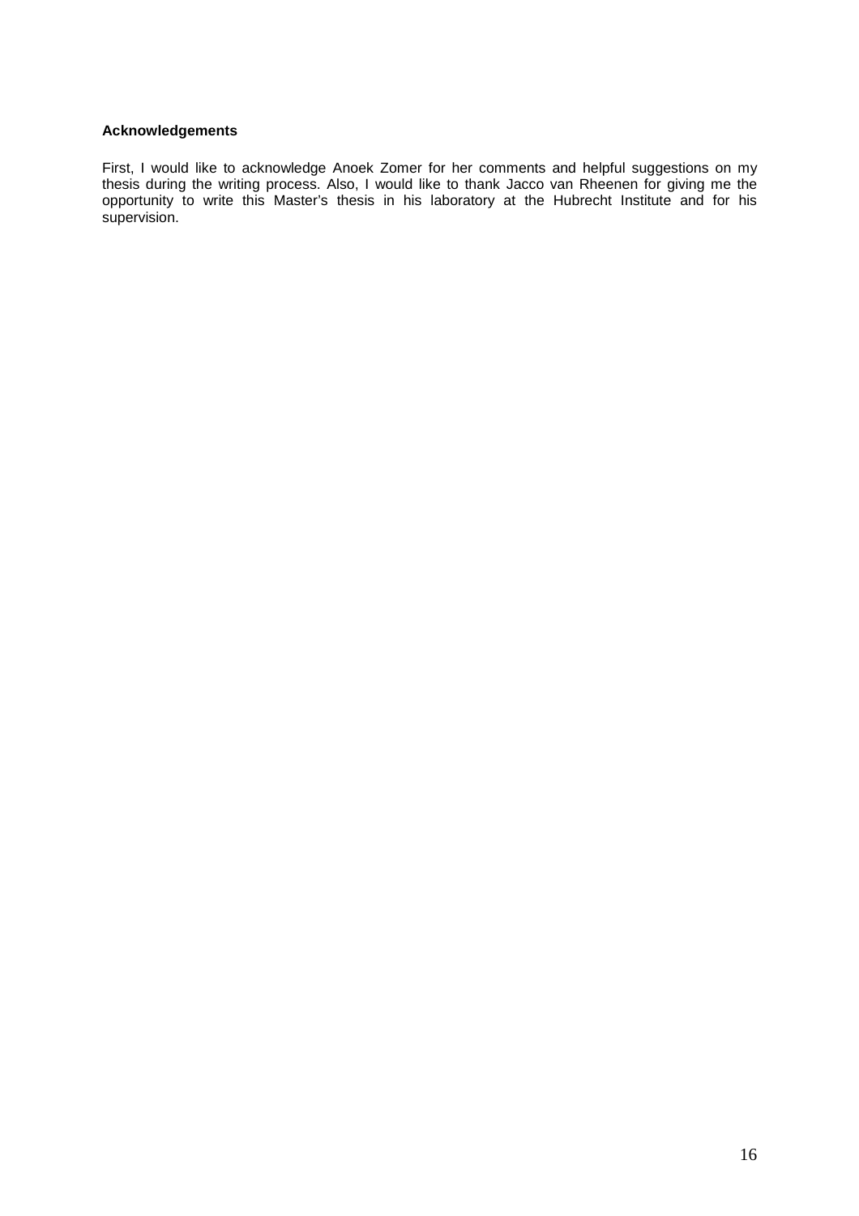**Acknowledgements**

First, I would like to acknowledge Anoek Zomer for her comments and helpful suggestions on my thesis during the writing process. Also, I would like to thank Jacco van Rheenen for giving me the opportunity to write this Master's thesis in his laboratory at the Hubrecht Institute and for his supervision.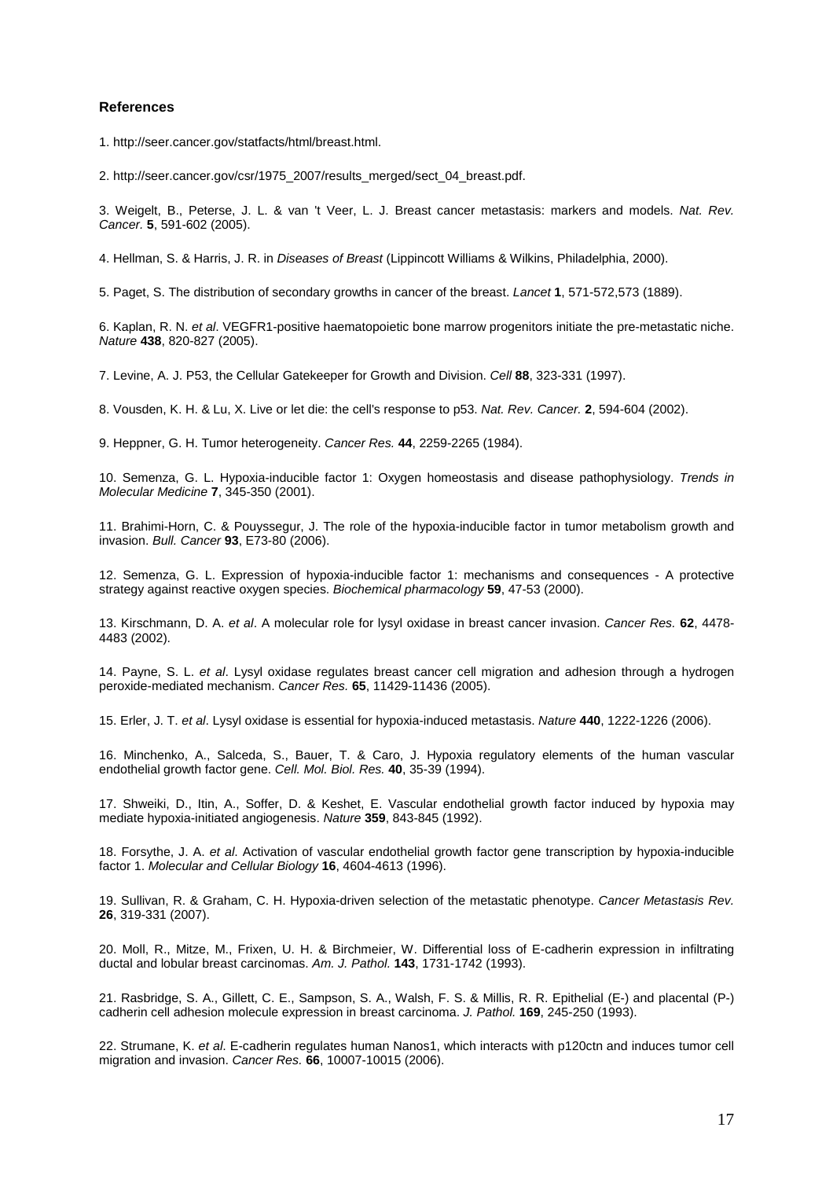### References

1. http://seer.cancer.gov/statfacts/html/breast.html.

2. http://seer.cancer.gov/csr/1975_2007/results_merged/sect_04_breast.pdf.

3. Weigelt, B., Peterse, J. L. & van 't Veer, L. J. Breast cancer metastasis: markers and models. *Nat. Rev. Cancer.* **5**, 591-602 (2005).

4. Hellman, S. & Harris, J. R. in *Diseases of Breast* (Lippincott Williams & Wilkins, Philadelphia, 2000).

5. Paget, S. The distribution of secondary growths in cancer of the breast. *Lancet* **1**, 571-572,573 (1889).

6. Kaplan, R. N. *et al*. VEGFR1-positive haematopoietic bone marrow progenitors initiate the pre-metastatic niche. *Nature* **438**, 820-827 (2005).

7. Levine, A. J. P53, the Cellular Gatekeeper for Growth and Division. *Cell* **88**, 323-331 (1997).

8. Vousden, K. H. & Lu, X. Live or let die: the cell's response to p53. *Nat. Rev. Cancer.* **2**, 594-604 (2002).

9. Heppner, G. H. Tumor heterogeneity. *Cancer Res.* **44**, 2259-2265 (1984).

10. Semenza, G. L. Hypoxia-inducible factor 1: Oxygen homeostasis and disease pathophysiology. *Trends in Molecular Medicine* **7**, 345-350 (2001).

11. Brahimi-Horn, C. & Pouyssegur, J. The role of the hypoxia-inducible factor in tumor metabolism growth and invasion. *Bull. Cancer* **93**, E73-80 (2006).

12. Semenza, G. L. Expression of hypoxia-inducible factor 1: mechanisms and consequences - A protective strategy against reactive oxygen species. *Biochemical pharmacology* **59**, 47-53 (2000).

13. Kirschmann, D. A. *et al*. A molecular role for lysyl oxidase in breast cancer invasion. *Cancer Res.* **62**, 4478-4483 (2002).

14. Payne, S. L. *et al*. Lysyl oxidase regulates breast cancer cell migration and adhesion through a hydrogen peroxide-mediated mechanism. *Cancer Res.* **65**, 11429-11436 (2005).

15. Erler, J. T. *et al*. Lysyl oxidase is essential for hypoxia-induced metastasis. *Nature* **440**, 1222-1226 (2006).

16. Minchenko, A., Salceda, S., Bauer, T. & Caro, J. Hypoxia regulatory elements of the human vascular endothelial growth factor gene. *Cell. Mol. Biol. Res.* **40**, 35-39 (1994).

17. Shweiki, D., Itin, A., Soffer, D. & Keshet, E. Vascular endothelial growth factor induced by hypoxia may mediate hypoxia-initiated angiogenesis. *Nature* **359**, 843-845 (1992).

18. Forsythe, J. A. *et al*. Activation of vascular endothelial growth factor gene transcription by hypoxia-inducible factor 1. *Molecular and Cellular Biology* **16**, 4604-4613 (1996).

19. Sullivan, R. & Graham, C. H. Hypoxia-driven selection of the metastatic phenotype. *Cancer Metastasis Rev.* **26**, 319-331 (2007).

20. Moll, R., Mitze, M., Frixen, U. H. & Birchmeier, W. Differential loss of E-cadherin expression in infiltrating ductal and lobular breast carcinomas. *Am. J. Pathol.* **143**, 1731-1742 (1993).

21. Rasbridge, S. A., Gillett, C. E., Sampson, S. A., Walsh, F. S. & Millis, R. R. Epithelial (E-) and placental (P-) cadherin cell adhesion molecule expression in breast carcinoma. *J. Pathol.* **169**, 245-250 (1993).

22. Strumane, K. *et al*. E-cadherin regulates human Nanos1, which interacts with p120ctn and induces tumor cell migration and invasion. *Cancer Res.* **66**, 10007-10015 (2006).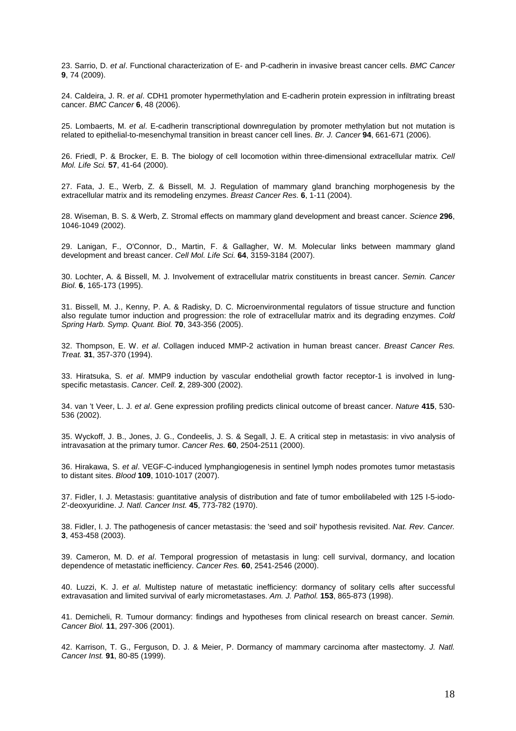23. Sarrio, D. *et al*. Functional characterization of E- and P-cadherin in invasive breast cancer cells. *BMC Cancer* **9**, 74 (2009).

24. Caldeira, J. R. *et al*. CDH1 promoter hypermethylation and E-cadherin protein expression in infiltrating breast cancer. *BMC Cancer* **6**, 48 (2006).

25. Lombaerts, M. *et al*. E-cadherin transcriptional downregulation by promoter methylation but not mutation is related to epithelial-to-mesenchymal transition in breast cancer cell lines. *Br. J. Cancer* **94**, 661-671 (2006).

26. Friedl, P. & Brocker, E. B. The biology of cell locomotion within three-dimensional extracellular matrix. *Cell Mol. Life Sci.* **57**, 41-64 (2000).

27. Fata, J. E., Werb, Z. & Bissell, M. J. Regulation of mammary gland branching morphogenesis by the extracellular matrix and its remodeling enzymes. *Breast Cancer Res.* **6**, 1-11 (2004).

28. Wiseman, B. S. & Werb, Z. Stromal effects on mammary gland development and breast cancer. *Science* **296**, 1046-1049 (2002).

29. Lanigan, F., O'Connor, D., Martin, F. & Gallagher, W. M. Molecular links between mammary gland development and breast cancer. *Cell Mol. Life Sci.* **64**, 3159-3184 (2007).

30. Lochter, A. & Bissell, M. J. Involvement of extracellular matrix constituents in breast cancer. *Semin. Cancer Biol.* **6**, 165-173 (1995).

31. Bissell, M. J., Kenny, P. A. & Radisky, D. C. Microenvironmental regulators of tissue structure and function also regulate tumor induction and progression: the role of extracellular matrix and its degrading enzymes. *Cold Spring Harb. Symp. Quant. Biol.* **70**, 343-356 (2005).

32. Thompson, E. W. *et al*. Collagen induced MMP-2 activation in human breast cancer. *Breast Cancer Res. Treat.* **31**, 357-370 (1994).

33. Hiratsuka, S. *et al*. MMP9 induction by vascular endothelial growth factor receptor-1 is involved in lung-specific metastasis. *Cancer. Cell.* **2**, 289-300 (2002).

34. van 't Veer, L. J. *et al*. Gene expression profiling predicts clinical outcome of breast cancer. *Nature* **415**, 530-536 (2002).

35. Wyckoff, J. B., Jones, J. G., Condeelis, J. S. & Segall, J. E. A critical step in metastasis: in vivo analysis of intravasation at the primary tumor. *Cancer Res.* **60**, 2504-2511 (2000).

36. Hirakawa, S. *et al*. VEGF-C-induced lymphangiogenesis in sentinel lymph nodes promotes tumor metastasis to distant sites. *Blood* **109**, 1010-1017 (2007).

37. Fidler, I. J. Metastasis: quantitative analysis of distribution and fate of tumor embolilabeled with 125 I-5-iodo-2'-deoxyuridine. *J. Natl. Cancer Inst.* **45**, 773-782 (1970).

38. Fidler, I. J. The pathogenesis of cancer metastasis: the 'seed and soil' hypothesis revisited. *Nat. Rev. Cancer.* **3**, 453-458 (2003).

39. Cameron, M. D. *et al*. Temporal progression of metastasis in lung: cell survival, dormancy, and location dependence of metastatic inefficiency. *Cancer Res.* **60**, 2541-2546 (2000).

40. Luzzi, K. J. *et al*. Multistep nature of metastatic inefficiency: dormancy of solitary cells after successful extravasation and limited survival of early micrometastases. *Am. J. Pathol.* **153**, 865-873 (1998).

41. Demicheli, R. Tumour dormancy: findings and hypotheses from clinical research on breast cancer. *Semin. Cancer Biol.* **11**, 297-306 (2001).

42. Karrison, T. G., Ferguson, D. J. & Meier, P. Dormancy of mammary carcinoma after mastectomy. *J. Natl. Cancer Inst.* **91**, 80-85 (1999).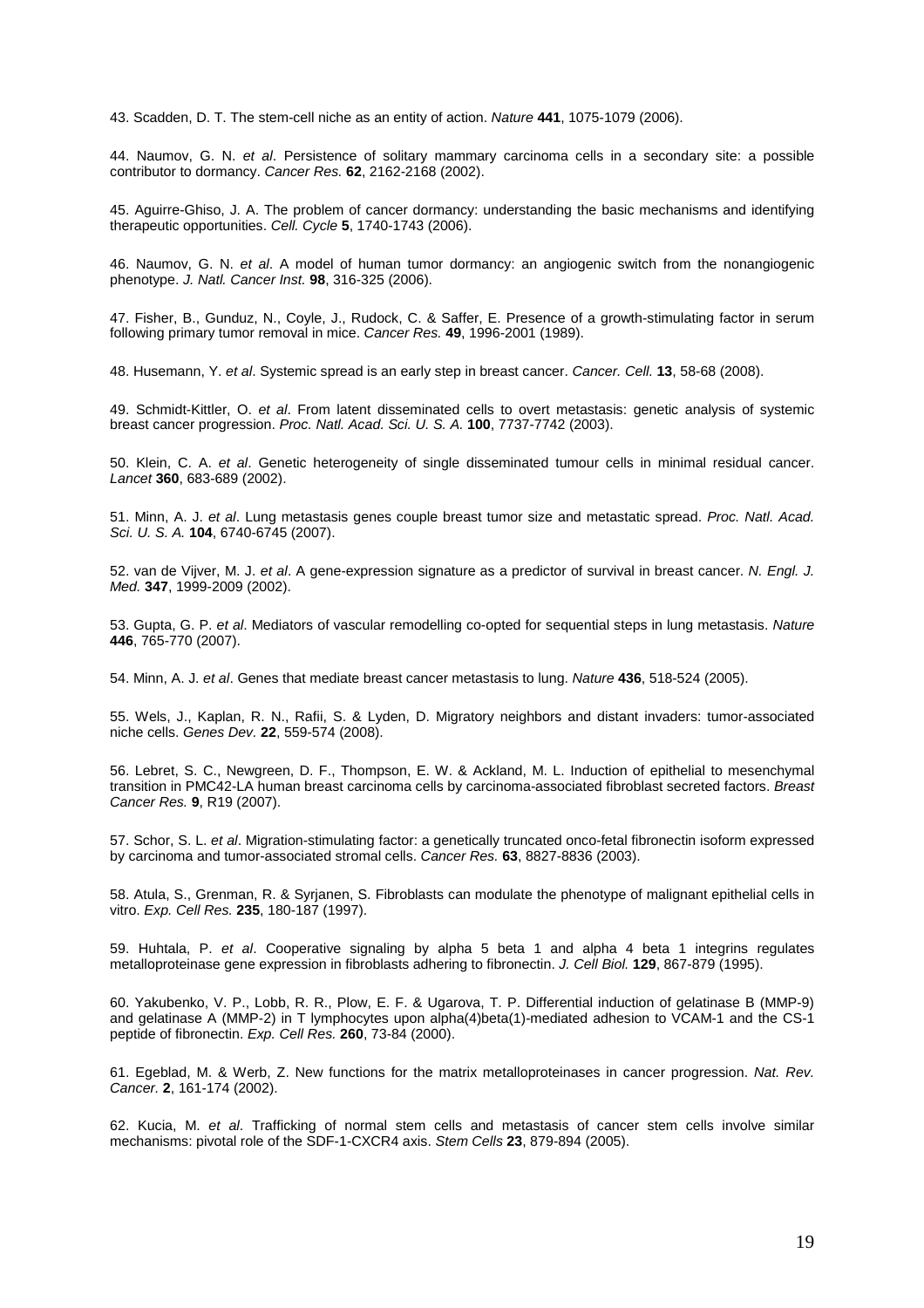43. Scadden, D. T. The stem-cell niche as an entity of action. *Nature* **441**, 1075-1079 (2006).

44. Naumov, G. N. *et al*. Persistence of solitary mammary carcinoma cells in a secondary site: a possible contributor to dormancy. *Cancer Res.* **62**, 2162-2168 (2002).

45. Aguirre-Ghiso, J. A. The problem of cancer dormancy: understanding the basic mechanisms and identifying therapeutic opportunities. *Cell. Cycle* **5**, 1740-1743 (2006).

46. Naumov, G. N. *et al*. A model of human tumor dormancy: an angiogenic switch from the nonangiogenic phenotype. *J. Natl. Cancer Inst.* **98**, 316-325 (2006).

47. Fisher, B., Gunduz, N., Coyle, J., Rudock, C. & Saffer, E. Presence of a growth-stimulating factor in serum following primary tumor removal in mice. *Cancer Res.* **49**, 1996-2001 (1989).

48. Husemann, Y. *et al*. Systemic spread is an early step in breast cancer. *Cancer. Cell.* **13**, 58-68 (2008).

49. Schmidt-Kittler, O. *et al*. From latent disseminated cells to overt metastasis: genetic analysis of systemic breast cancer progression. *Proc. Natl. Acad. Sci. U. S. A.* **100**, 7737-7742 (2003).

50. Klein, C. A. *et al*. Genetic heterogeneity of single disseminated tumour cells in minimal residual cancer. *Lancet* **360**, 683-689 (2002).

51. Minn, A. J. *et al*. Lung metastasis genes couple breast tumor size and metastatic spread. *Proc. Natl. Acad. Sci. U. S. A.* **104**, 6740-6745 (2007).

52. van de Vijver, M. J. *et al*. A gene-expression signature as a predictor of survival in breast cancer. *N. Engl. J. Med.* **347**, 1999-2009 (2002).

53. Gupta, G. P. *et al*. Mediators of vascular remodelling co-opted for sequential steps in lung metastasis. *Nature* **446**, 765-770 (2007).

54. Minn, A. J. *et al*. Genes that mediate breast cancer metastasis to lung. *Nature* **436**, 518-524 (2005).

55. Wels, J., Kaplan, R. N., Rafii, S. & Lyden, D. Migratory neighbors and distant invaders: tumor-associated niche cells. *Genes Dev.* **22**, 559-574 (2008).

56. Lebret, S. C., Newgreen, D. F., Thompson, E. W. & Ackland, M. L. Induction of epithelial to mesenchymal transition in PMC42-LA human breast carcinoma cells by carcinoma-associated fibroblast secreted factors. *Breast Cancer Res.* **9**, R19 (2007).

57. Schor, S. L. *et al*. Migration-stimulating factor: a genetically truncated onco-fetal fibronectin isoform expressed by carcinoma and tumor-associated stromal cells. *Cancer Res.* **63**, 8827-8836 (2003).

58. Atula, S., Grenman, R. & Syrjanen, S. Fibroblasts can modulate the phenotype of malignant epithelial cells in vitro. *Exp. Cell Res.* **235**, 180-187 (1997).

59. Huhtala, P. *et al*. Cooperative signaling by alpha 5 beta 1 and alpha 4 beta 1 integrins regulates metalloproteinase gene expression in fibroblasts adhering to fibronectin. *J. Cell Biol.* **129**, 867-879 (1995).

60. Yakubenko, V. P., Lobb, R. R., Plow, E. F. & Ugarova, T. P. Differential induction of gelatinase B (MMP-9) and gelatinase A (MMP-2) in T lymphocytes upon alpha(4)beta(1)-mediated adhesion to VCAM-1 and the CS-1 peptide of fibronectin. *Exp. Cell Res.* **260**, 73-84 (2000).

61. Egeblad, M. & Werb, Z. New functions for the matrix metalloproteinases in cancer progression. *Nat. Rev. Cancer.* **2**, 161-174 (2002).

62. Kucia, M. *et al*. Trafficking of normal stem cells and metastasis of cancer stem cells involve similar mechanisms: pivotal role of the SDF-1-CXCR4 axis. *Stem Cells* **23**, 879-894 (2005).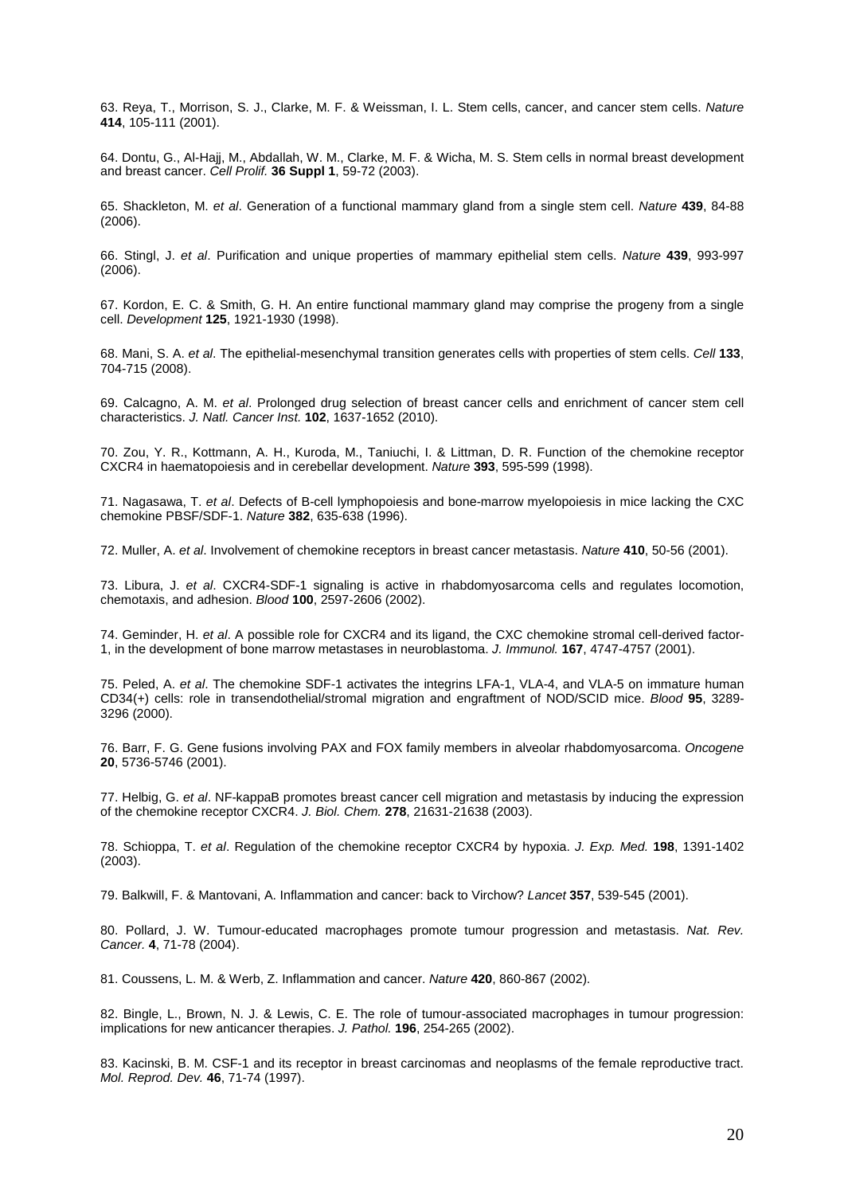63. Reya, T., Morrison, S. J., Clarke, M. F. & Weissman, I. L. Stem cells, cancer, and cancer stem cells. *Nature* **414**, 105-111 (2001).

64. Dontu, G., Al-Hajj, M., Abdallah, W. M., Clarke, M. F. & Wicha, M. S. Stem cells in normal breast development and breast cancer. *Cell Prolif.* **36 Suppl 1**, 59-72 (2003).

65. Shackleton, M. *et al*. Generation of a functional mammary gland from a single stem cell. *Nature* **439**, 84-88 (2006).

66. Stingl, J. *et al*. Purification and unique properties of mammary epithelial stem cells. *Nature* **439**, 993-997 (2006).

67. Kordon, E. C. & Smith, G. H. An entire functional mammary gland may comprise the progeny from a single cell. *Development* **125**, 1921-1930 (1998).

68. Mani, S. A. *et al*. The epithelial-mesenchymal transition generates cells with properties of stem cells. *Cell* **133**, 704-715 (2008).

69. Calcagno, A. M. *et al*. Prolonged drug selection of breast cancer cells and enrichment of cancer stem cell characteristics. *J. Natl. Cancer Inst.* **102**, 1637-1652 (2010).

70. Zou, Y. R., Kottmann, A. H., Kuroda, M., Taniuchi, I. & Littman, D. R. Function of the chemokine receptor CXCR4 in haematopoiesis and in cerebellar development. *Nature* **393**, 595-599 (1998).

71. Nagasawa, T. *et al*. Defects of B-cell lymphopoiesis and bone-marrow myelopoiesis in mice lacking the CXC chemokine PBSF/SDF-1. *Nature* **382**, 635-638 (1996).

72. Muller, A. *et al*. Involvement of chemokine receptors in breast cancer metastasis. *Nature* **410**, 50-56 (2001).

73. Libura, J. *et al*. CXCR4-SDF-1 signaling is active in rhabdomyosarcoma cells and regulates locomotion, chemotaxis, and adhesion. *Blood* **100**, 2597-2606 (2002).

74. Geminder, H. *et al*. A possible role for CXCR4 and its ligand, the CXC chemokine stromal cell-derived factor-1, in the development of bone marrow metastases in neuroblastoma. *J. Immunol.* **167**, 4747-4757 (2001).

75. Peled, A. *et al*. The chemokine SDF-1 activates the integrins LFA-1, VLA-4, and VLA-5 on immature human CD34(+) cells: role in transendothelial/stromal migration and engraftment of NOD/SCID mice. *Blood* **95**, 3289-3296 (2000).

76. Barr, F. G. Gene fusions involving PAX and FOX family members in alveolar rhabdomyosarcoma. *Oncogene* **20**, 5736-5746 (2001).

77. Helbig, G. *et al*. NF-kappaB promotes breast cancer cell migration and metastasis by inducing the expression of the chemokine receptor CXCR4. *J. Biol. Chem.* **278**, 21631-21638 (2003).

78. Schioppa, T. *et al*. Regulation of the chemokine receptor CXCR4 by hypoxia. *J. Exp. Med.* **198**, 1391-1402 (2003).

79. Balkwill, F. & Mantovani, A. Inflammation and cancer: back to Virchow? *Lancet* **357**, 539-545 (2001).

80. Pollard, J. W. Tumour-educated macrophages promote tumour progression and metastasis. *Nat. Rev. Cancer.* **4**, 71-78 (2004).

81. Coussens, L. M. & Werb, Z. Inflammation and cancer. *Nature* **420**, 860-867 (2002).

82. Bingle, L., Brown, N. J. & Lewis, C. E. The role of tumour-associated macrophages in tumour progression: implications for new anticancer therapies. *J. Pathol.* **196**, 254-265 (2002).

83. Kacinski, B. M. CSF-1 and its receptor in breast carcinomas and neoplasms of the female reproductive tract. *Mol. Reprod. Dev.* **46**, 71-74 (1997).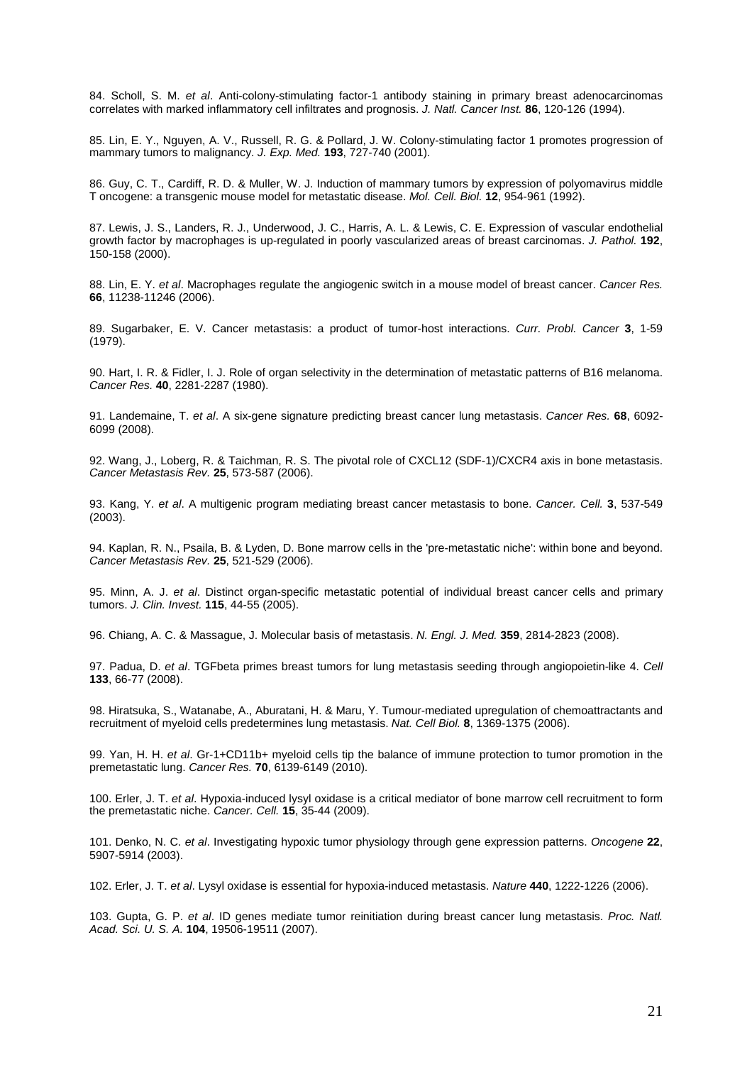84. Scholl, S. M. *et al*. Anti-colony-stimulating factor-1 antibody staining in primary breast adenocarcinomas correlates with marked inflammatory cell infiltrates and prognosis. *J. Natl. Cancer Inst.* **86**, 120-126 (1994).

85. Lin, E. Y., Nguyen, A. V., Russell, R. G. & Pollard, J. W. Colony-stimulating factor 1 promotes progression of mammary tumors to malignancy. *J. Exp. Med.* **193**, 727-740 (2001).

86. Guy, C. T., Cardiff, R. D. & Muller, W. J. Induction of mammary tumors by expression of polyomavirus middle T oncogene: a transgenic mouse model for metastatic disease. *Mol. Cell. Biol.* **12**, 954-961 (1992).

87. Lewis, J. S., Landers, R. J., Underwood, J. C., Harris, A. L. & Lewis, C. E. Expression of vascular endothelial growth factor by macrophages is up-regulated in poorly vascularized areas of breast carcinomas. *J. Pathol.* **192**, 150-158 (2000).

88. Lin, E. Y. *et al*. Macrophages regulate the angiogenic switch in a mouse model of breast cancer. *Cancer Res.* **66**, 11238-11246 (2006).

89. Sugarbaker, E. V. Cancer metastasis: a product of tumor-host interactions. *Curr. Probl. Cancer* **3**, 1-59 (1979).

90. Hart, I. R. & Fidler, I. J. Role of organ selectivity in the determination of metastatic patterns of B16 melanoma. *Cancer Res.* **40**, 2281-2287 (1980).

91. Landemaine, T. *et al*. A six-gene signature predicting breast cancer lung metastasis. *Cancer Res.* **68**, 6092-6099 (2008).

92. Wang, J., Loberg, R. & Taichman, R. S. The pivotal role of CXCL12 (SDF-1)/CXCR4 axis in bone metastasis. *Cancer Metastasis Rev.* **25**, 573-587 (2006).

93. Kang, Y. *et al*. A multigenic program mediating breast cancer metastasis to bone. *Cancer. Cell.* **3**, 537-549 (2003).

94. Kaplan, R. N., Psaila, B. & Lyden, D. Bone marrow cells in the 'pre-metastatic niche': within bone and beyond. *Cancer Metastasis Rev.* **25**, 521-529 (2006).

95. Minn, A. J. *et al*. Distinct organ-specific metastatic potential of individual breast cancer cells and primary tumors. *J. Clin. Invest.* **115**, 44-55 (2005).

96. Chiang, A. C. & Massague, J. Molecular basis of metastasis. *N. Engl. J. Med.* **359**, 2814-2823 (2008).

97. Padua, D. *et al*. TGFbeta primes breast tumors for lung metastasis seeding through angiopoietin-like 4. *Cell* **133**, 66-77 (2008).

98. Hiratsuka, S., Watanabe, A., Aburatani, H. & Maru, Y. Tumour-mediated upregulation of chemoattractants and recruitment of myeloid cells predetermines lung metastasis. *Nat. Cell Biol.* **8**, 1369-1375 (2006).

99. Yan, H. H. *et al*. Gr-1+CD11b+ myeloid cells tip the balance of immune protection to tumor promotion in the premetastatic lung. *Cancer Res.* **70**, 6139-6149 (2010).

100. Erler, J. T. *et al*. Hypoxia-induced lysyl oxidase is a critical mediator of bone marrow cell recruitment to form the premetastatic niche. *Cancer. Cell.* **15**, 35-44 (2009).

101. Denko, N. C. *et al*. Investigating hypoxic tumor physiology through gene expression patterns. *Oncogene* **22**, 5907-5914 (2003).

102. Erler, J. T. *et al*. Lysyl oxidase is essential for hypoxia-induced metastasis. *Nature* **440**, 1222-1226 (2006).

103. Gupta, G. P. *et al*. ID genes mediate tumor reinitiation during breast cancer lung metastasis. *Proc. Natl. Acad. Sci. U. S. A.* **104**, 19506-19511 (2007).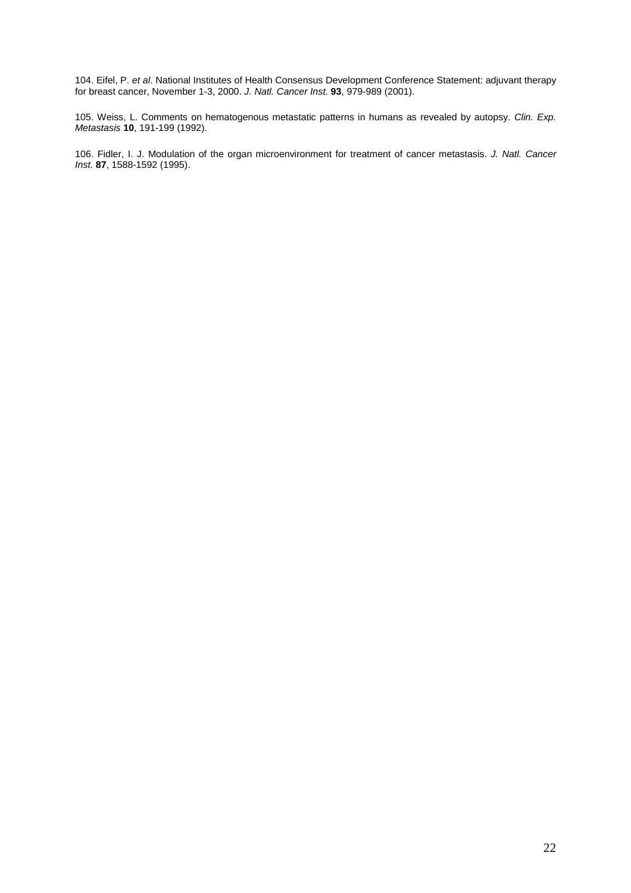104. Eifel, P. *et al*. National Institutes of Health Consensus Development Conference Statement: adjuvant therapy for breast cancer, November 1-3, 2000. *J. Natl. Cancer Inst.* **93**, 979-989 (2001).

105. Weiss, L. Comments on hematogenous metastatic patterns in humans as revealed by autopsy. *Clin. Exp. Metastasis* **10**, 191-199 (1992).

106. Fidler, I. J. Modulation of the organ microenvironment for treatment of cancer metastasis. *J. Natl. Cancer Inst.* **87**, 1588-1592 (1995).